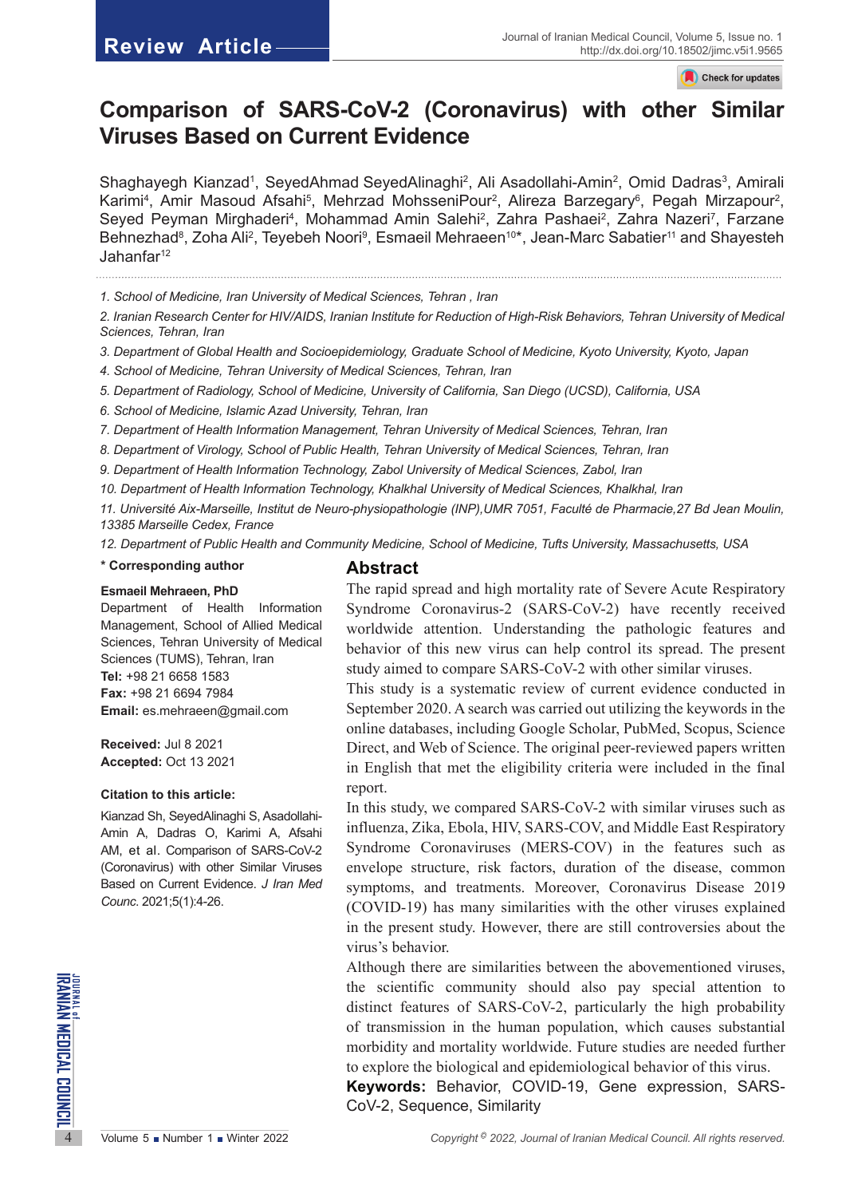Review Article

# Comparison of SARS-CoV-2 (Coronavirus) with other Similar Viruses Based on Current Evidence

Shaghayegh Kianzad[1], SeyedAhmad SeyedAlinaghi[2], Ali Asadollahi-Amin[2], Omid Dadras[3], Amirali Karimi[4], Amir Masoud Afsahi[5], Mehrzad MohsseniPour[2], Alireza Barzegary[6], Pegah Mirzapour[2], Seyed Peyman Mirghaderi[4], Mohammad Amin Salehi[2], Zahra Pashaei[2], Zahra Nazeri[7], Farzane Behnezhad[8], Zoha Ali[2], Teyebeh Noori[9], Esmaeil Mehraeen[10]*, Jean-Marc Sabatier[11] and Shayesteh Jahanfar[12]

*1. School of Medicine, Iran University of Medical Sciences, Tehran , Iran*

*2. Iranian Research Center for HIV/AIDS, Iranian Institute for Reduction of High-Risk Behaviors, Tehran University of Medical Sciences, Tehran, Iran*

*3. Department of Global Health and Socioepidemiology, Graduate School of Medicine, Kyoto University, Kyoto, Japan*

*4. School of Medicine, Tehran University of Medical Sciences, Tehran, Iran*

*5. Department of Radiology, School of Medicine, University of California, San Diego (UCSD), California, USA*

*6. School of Medicine, Islamic Azad University, Tehran, Iran*

*7. Department of Health Information Management, Tehran University of Medical Sciences, Tehran, Iran*

*8. Department of Virology, School of Public Health, Tehran University of Medical Sciences, Tehran, Iran*

*9. Department of Health Information Technology, Zabol University of Medical Sciences, Zabol, Iran*

*10. Department of Health Information Technology, Khalkhal University of Medical Sciences, Khalkhal, Iran*

*11. Université Aix-Marseille, Institut de Neuro-physiopathologie (INP),UMR 7051, Faculté de Pharmacie,27 Bd Jean Moulin, 13385 Marseille Cedex, France*

*12. Department of Public Health and Community Medicine, School of Medicine, Tufts University, Massachusetts, USA*

**\* Corresponding author**

**Esmaeil Mehraeen, PhD**
Department of Health Information Management, School of Allied Medical Sciences, Tehran University of Medical Sciences (TUMS), Tehran, Iran
**Tel:** +98 21 6658 1583
**Fax:** +98 21 6694 7984
**Email:** es.mehraeen@gmail.com

**Received:** Jul 8 2021
**Accepted:** Oct 13 2021

**Citation to this article:**

Kianzad Sh, SeyedAlinaghi S, Asadollahi-Amin A, Dadras O, Karimi A, Afsahi AM, et al. Comparison of SARS-CoV-2 (Coronavirus) with other Similar Viruses Based on Current Evidence. *J Iran Med Counc.* 2021;5(1):4-26.

## Abstract

The rapid spread and high mortality rate of Severe Acute Respiratory Syndrome Coronavirus-2 (SARS-CoV-2) have recently received worldwide attention. Understanding the pathologic features and behavior of this new virus can help control its spread. The present study aimed to compare SARS-CoV-2 with other similar viruses.

This study is a systematic review of current evidence conducted in September 2020. A search was carried out utilizing the keywords in the online databases, including Google Scholar, PubMed, Scopus, Science Direct, and Web of Science. The original peer-reviewed papers written in English that met the eligibility criteria were included in the final report.

In this study, we compared SARS-CoV-2 with similar viruses such as influenza, Zika, Ebola, HIV, SARS-COV, and Middle East Respiratory Syndrome Coronaviruses (MERS-COV) in the features such as envelope structure, risk factors, duration of the disease, common symptoms, and treatments. Moreover, Coronavirus Disease 2019 (COVID-19) has many similarities with the other viruses explained in the present study. However, there are still controversies about the virus's behavior.

Although there are similarities between the abovementioned viruses, the scientific community should also pay special attention to distinct features of SARS-CoV-2, particularly the high probability of transmission in the human population, which causes substantial morbidity and mortality worldwide. Future studies are needed further to explore the biological and epidemiological behavior of this virus.

**Keywords:** Behavior, COVID-19, Gene expression, SARS-CoV-2, Sequence, Similarity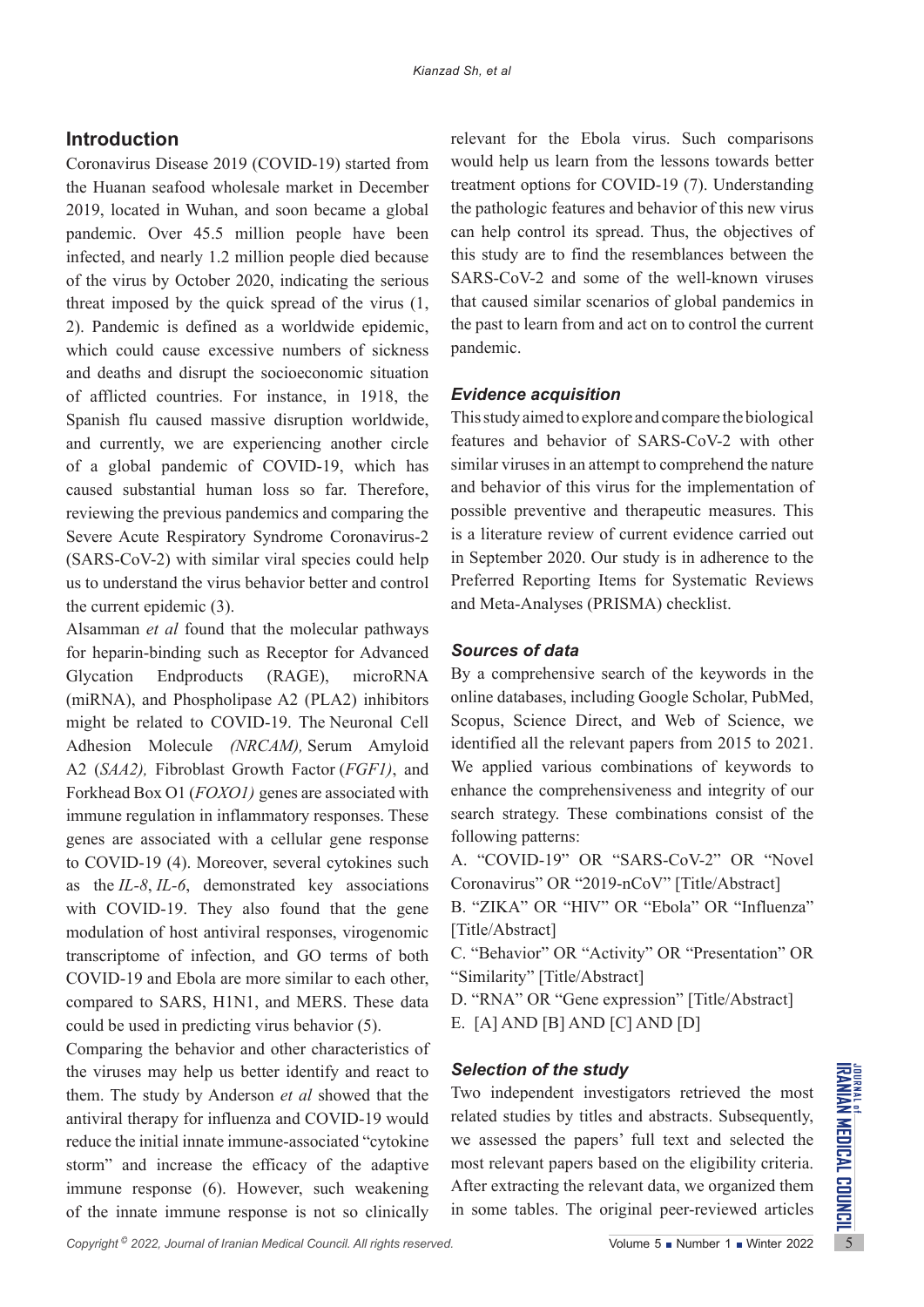## Introduction

Coronavirus Disease 2019 (COVID-19) started from the Huanan seafood wholesale market in December 2019, located in Wuhan, and soon became a global pandemic. Over 45.5 million people have been infected, and nearly 1.2 million people died because of the virus by October 2020, indicating the serious threat imposed by the quick spread of the virus (1, 2). Pandemic is defined as a worldwide epidemic, which could cause excessive numbers of sickness and deaths and disrupt the socioeconomic situation of afflicted countries. For instance, in 1918, the Spanish flu caused massive disruption worldwide, and currently, we are experiencing another circle of a global pandemic of COVID-19, which has caused substantial human loss so far. Therefore, reviewing the previous pandemics and comparing the Severe Acute Respiratory Syndrome Coronavirus-2 (SARS-CoV-2) with similar viral species could help us to understand the virus behavior better and control the current epidemic (3).

Alsamman *et al* found that the molecular pathways for heparin-binding such as Receptor for Advanced Glycation Endproducts (RAGE), microRNA (miRNA), and Phospholipase A2 (PLA2) inhibitors might be related to COVID-19. The Neuronal Cell Adhesion Molecule *(NRCAM),* Serum Amyloid A2 (*SAA2),* Fibroblast Growth Factor (*FGF1)*, and Forkhead Box O1 (*FOXO1)* genes are associated with immune regulation in inflammatory responses. These genes are associated with a cellular gene response to COVID-19 (4). Moreover, several cytokines such as the *IL-8*, *IL-6*, demonstrated key associations with COVID-19. They also found that the gene modulation of host antiviral responses, virogenomic transcriptome of infection, and GO terms of both COVID-19 and Ebola are more similar to each other, compared to SARS, H1N1, and MERS. These data could be used in predicting virus behavior (5).

Comparing the behavior and other characteristics of the viruses may help us better identify and react to them. The study by Anderson *et al* showed that the antiviral therapy for influenza and COVID-19 would reduce the initial innate immune-associated "cytokine storm" and increase the efficacy of the adaptive immune response (6). However, such weakening of the innate immune response is not so clinically relevant for the Ebola virus. Such comparisons would help us learn from the lessons towards better treatment options for COVID-19 (7). Understanding the pathologic features and behavior of this new virus can help control its spread. Thus, the objectives of this study are to find the resemblances between the SARS-CoV-2 and some of the well-known viruses that caused similar scenarios of global pandemics in the past to learn from and act on to control the current pandemic.

### *Evidence acquisition*

This study aimed to explore and compare the biological features and behavior of SARS-CoV-2 with other similar viruses in an attempt to comprehend the nature and behavior of this virus for the implementation of possible preventive and therapeutic measures. This is a literature review of current evidence carried out in September 2020. Our study is in adherence to the Preferred Reporting Items for Systematic Reviews and Meta-Analyses (PRISMA) checklist.

### *Sources of data*

By a comprehensive search of the keywords in the online databases, including Google Scholar, PubMed, Scopus, Science Direct, and Web of Science, we identified all the relevant papers from 2015 to 2021. We applied various combinations of keywords to enhance the comprehensiveness and integrity of our search strategy. These combinations consist of the following patterns:

A. "COVID-19" OR "SARS-CoV-2" OR "Novel Coronavirus" OR "2019-nCoV" [Title/Abstract]

B. "ZIKA" OR "HIV" OR "Ebola" OR "Influenza" [Title/Abstract]

C. "Behavior" OR "Activity" OR "Presentation" OR "Similarity" [Title/Abstract]

D. "RNA" OR "Gene expression" [Title/Abstract]

E. [A] AND [B] AND [C] AND [D]

### *Selection of the study*

Two independent investigators retrieved the most related studies by titles and abstracts. Subsequently, we assessed the papers' full text and selected the most relevant papers based on the eligibility criteria. After extracting the relevant data, we organized them in some tables. The original peer-reviewed articles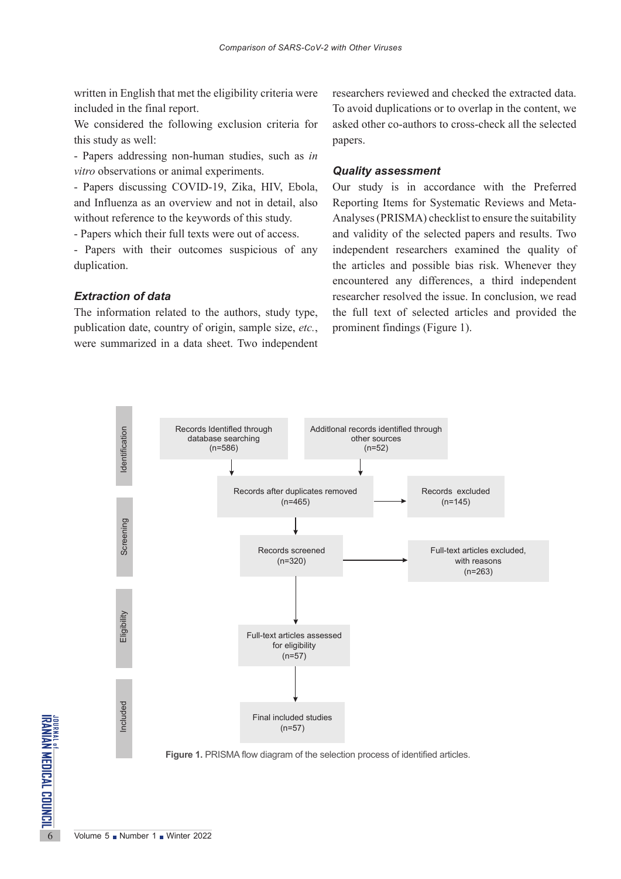written in English that met the eligibility criteria were included in the final report.

We considered the following exclusion criteria for this study as well:

- Papers addressing non-human studies, such as *in vitro* observations or animal experiments.
- Papers discussing COVID-19, Zika, HIV, Ebola, and Influenza as an overview and not in detail, also without reference to the keywords of this study.
- Papers which their full texts were out of access.
- Papers with their outcomes suspicious of any duplication.

### *Extraction of data*

The information related to the authors, study type, publication date, country of origin, sample size, *etc.*, were summarized in a data sheet. Two independent researchers reviewed and checked the extracted data. To avoid duplications or to overlap in the content, we asked other co-authors to cross-check all the selected papers.

### *Quality assessment*

Our study is in accordance with the Preferred Reporting Items for Systematic Reviews and Meta-Analyses (PRISMA) checklist to ensure the suitability and validity of the selected papers and results. Two independent researchers examined the quality of the articles and possible bias risk. Whenever they encountered any differences, a third independent researcher resolved the issue. In conclusion, we read the full text of selected articles and provided the prominent findings (Figure 1).

Identification

Records Identified through database searching (n=586)

Additional records identified through other sources (n=52)

Records after duplicates removed (n=465)

Records excluded (n=145)

Screening

Records screened (n=320)

Full-text articles excluded, with reasons (n=263)

Eligibility

Full-text articles assessed for eligibility (n=57)

Included

Final included studies (n=57)

**Figure 1.** PRISMA flow diagram of the selection process of identified articles.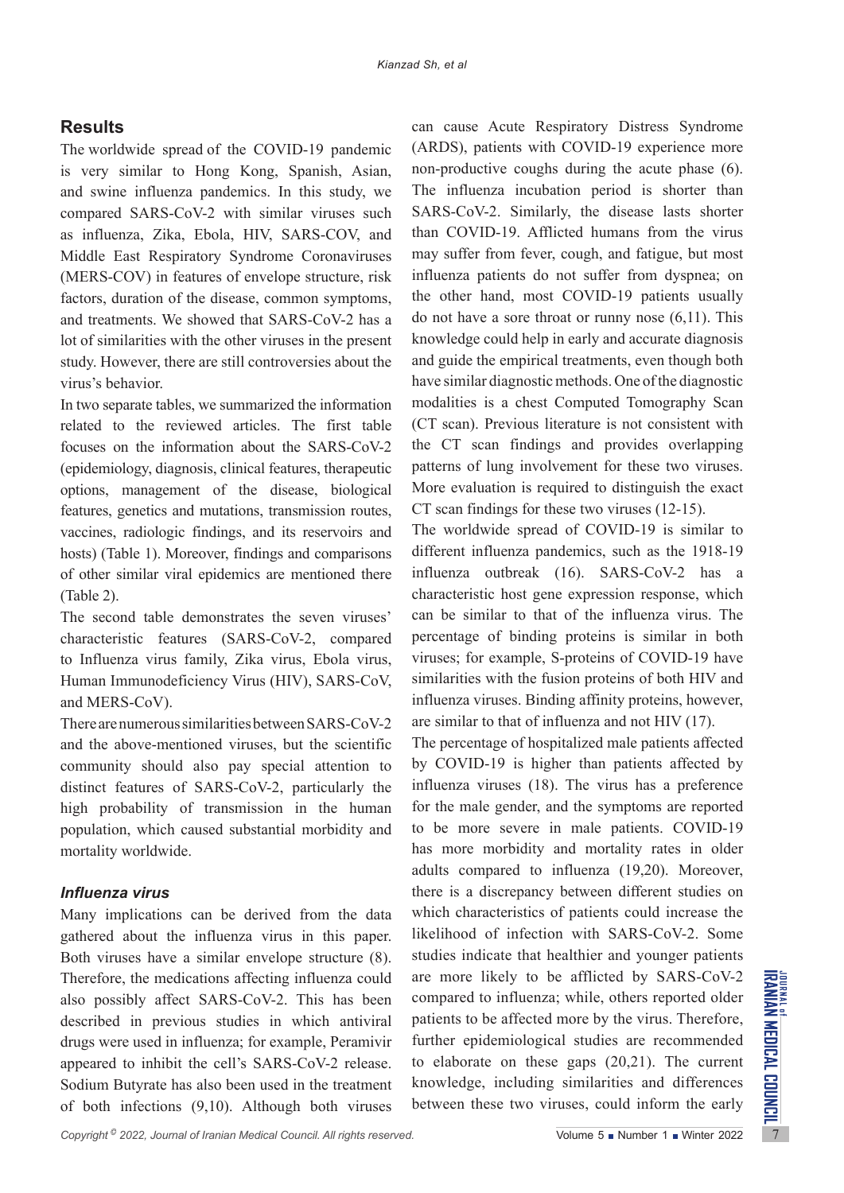## Results

The worldwide spread of the COVID-19 pandemic is very similar to Hong Kong, Spanish, Asian, and swine influenza pandemics. In this study, we compared SARS-CoV-2 with similar viruses such as influenza, Zika, Ebola, HIV, SARS-COV, and Middle East Respiratory Syndrome Coronaviruses (MERS-COV) in features of envelope structure, risk factors, duration of the disease, common symptoms, and treatments. We showed that SARS-CoV-2 has a lot of similarities with the other viruses in the present study. However, there are still controversies about the virus's behavior.

In two separate tables, we summarized the information related to the reviewed articles. The first table focuses on the information about the SARS-CoV-2 (epidemiology, diagnosis, clinical features, therapeutic options, management of the disease, biological features, genetics and mutations, transmission routes, vaccines, radiologic findings, and its reservoirs and hosts) (Table 1). Moreover, findings and comparisons of other similar viral epidemics are mentioned there (Table 2).

The second table demonstrates the seven viruses' characteristic features (SARS-CoV-2, compared to Influenza virus family, Zika virus, Ebola virus, Human Immunodeficiency Virus (HIV), SARS-CoV, and MERS-CoV).

There are numerous similarities between SARS-CoV-2 and the above-mentioned viruses, but the scientific community should also pay special attention to distinct features of SARS-CoV-2, particularly the high probability of transmission in the human population, which caused substantial morbidity and mortality worldwide.

### *Influenza virus*

Many implications can be derived from the data gathered about the influenza virus in this paper. Both viruses have a similar envelope structure (8). Therefore, the medications affecting influenza could also possibly affect SARS-CoV-2. This has been described in previous studies in which antiviral drugs were used in influenza; for example, Peramivir appeared to inhibit the cell's SARS-CoV-2 release. Sodium Butyrate has also been used in the treatment of both infections (9,10). Although both viruses can cause Acute Respiratory Distress Syndrome (ARDS), patients with COVID-19 experience more non-productive coughs during the acute phase (6). The influenza incubation period is shorter than SARS-CoV-2. Similarly, the disease lasts shorter than COVID-19. Afflicted humans from the virus may suffer from fever, cough, and fatigue, but most influenza patients do not suffer from dyspnea; on the other hand, most COVID-19 patients usually do not have a sore throat or runny nose (6,11). This knowledge could help in early and accurate diagnosis and guide the empirical treatments, even though both have similar diagnostic methods. One of the diagnostic modalities is a chest Computed Tomography Scan (CT scan). Previous literature is not consistent with the CT scan findings and provides overlapping patterns of lung involvement for these two viruses. More evaluation is required to distinguish the exact CT scan findings for these two viruses (12-15).

The worldwide spread of COVID-19 is similar to different influenza pandemics, such as the 1918-19 influenza outbreak (16). SARS-CoV-2 has a characteristic host gene expression response, which can be similar to that of the influenza virus. The percentage of binding proteins is similar in both viruses; for example, S-proteins of COVID-19 have similarities with the fusion proteins of both HIV and influenza viruses. Binding affinity proteins, however, are similar to that of influenza and not HIV (17).

The percentage of hospitalized male patients affected by COVID-19 is higher than patients affected by influenza viruses (18). The virus has a preference for the male gender, and the symptoms are reported to be more severe in male patients. COVID-19 has more morbidity and mortality rates in older adults compared to influenza (19,20). Moreover, there is a discrepancy between different studies on which characteristics of patients could increase the likelihood of infection with SARS-CoV-2. Some studies indicate that healthier and younger patients are more likely to be afflicted by SARS-CoV-2 compared to influenza; while, others reported older patients to be affected more by the virus. Therefore, further epidemiological studies are recommended to elaborate on these gaps (20,21). The current knowledge, including similarities and differences between these two viruses, could inform the early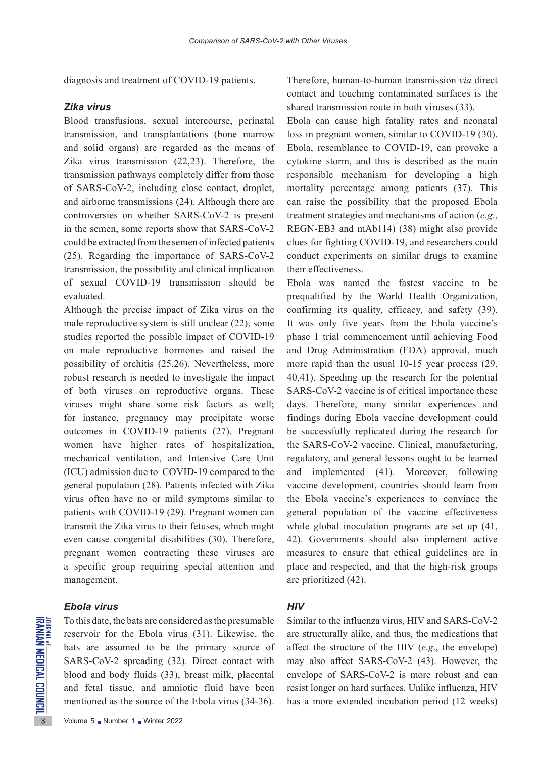diagnosis and treatment of COVID-19 patients.

### *Zika virus*

Blood transfusions, sexual intercourse, perinatal transmission, and transplantations (bone marrow and solid organs) are regarded as the means of Zika virus transmission (22,23). Therefore, the transmission pathways completely differ from those of SARS-CoV-2, including close contact, droplet, and airborne transmissions (24). Although there are controversies on whether SARS-CoV-2 is present in the semen, some reports show that SARS-CoV-2 could be extracted from the semen of infected patients (25). Regarding the importance of SARS-CoV-2 transmission, the possibility and clinical implication of sexual COVID-19 transmission should be evaluated.

Although the precise impact of Zika virus on the male reproductive system is still unclear (22), some studies reported the possible impact of COVID-19 on male reproductive hormones and raised the possibility of orchitis (25,26). Nevertheless, more robust research is needed to investigate the impact of both viruses on reproductive organs. These viruses might share some risk factors as well; for instance, pregnancy may precipitate worse outcomes in COVID-19 patients (27). Pregnant women have higher rates of hospitalization, mechanical ventilation, and Intensive Care Unit (ICU) admission due to COVID-19 compared to the general population (28). Patients infected with Zika virus often have no or mild symptoms similar to patients with COVID-19 (29). Pregnant women can transmit the Zika virus to their fetuses, which might even cause congenital disabilities (30). Therefore, pregnant women contracting these viruses are a specific group requiring special attention and management.

### *Ebola virus*

To this date, the bats are considered as the presumable reservoir for the Ebola virus (31). Likewise, the bats are assumed to be the primary source of SARS-CoV-2 spreading (32). Direct contact with blood and body fluids (33), breast milk, placental and fetal tissue, and amniotic fluid have been mentioned as the source of the Ebola virus (34-36). Therefore, human-to-human transmission *via* direct contact and touching contaminated surfaces is the shared transmission route in both viruses (33).

Ebola can cause high fatality rates and neonatal loss in pregnant women, similar to COVID-19 (30). Ebola, resemblance to COVID-19, can provoke a cytokine storm, and this is described as the main responsible mechanism for developing a high mortality percentage among patients (37). This can raise the possibility that the proposed Ebola treatment strategies and mechanisms of action (*e.g*., REGN-EB3 and mAb114) (38) might also provide clues for fighting COVID-19, and researchers could conduct experiments on similar drugs to examine their effectiveness.

Ebola was named the fastest vaccine to be prequalified by the World Health Organization, confirming its quality, efficacy, and safety (39). It was only five years from the Ebola vaccine's phase 1 trial commencement until achieving Food and Drug Administration (FDA) approval, much more rapid than the usual 10-15 year process (29, 40,41). Speeding up the research for the potential SARS-CoV-2 vaccine is of critical importance these days. Therefore, many similar experiences and findings during Ebola vaccine development could be successfully replicated during the research for the SARS-CoV-2 vaccine. Clinical, manufacturing, regulatory, and general lessons ought to be learned and implemented (41). Moreover, following vaccine development, countries should learn from the Ebola vaccine's experiences to convince the general population of the vaccine effectiveness while global inoculation programs are set up (41, 42). Governments should also implement active measures to ensure that ethical guidelines are in place and respected, and that the high-risk groups are prioritized (42).

### *HIV*

Similar to the influenza virus, HIV and SARS-CoV-2 are structurally alike, and thus, the medications that affect the structure of the HIV (*e.g*., the envelope) may also affect SARS-CoV-2 (43). However, the envelope of SARS-CoV-2 is more robust and can resist longer on hard surfaces. Unlike influenza, HIV has a more extended incubation period (12 weeks)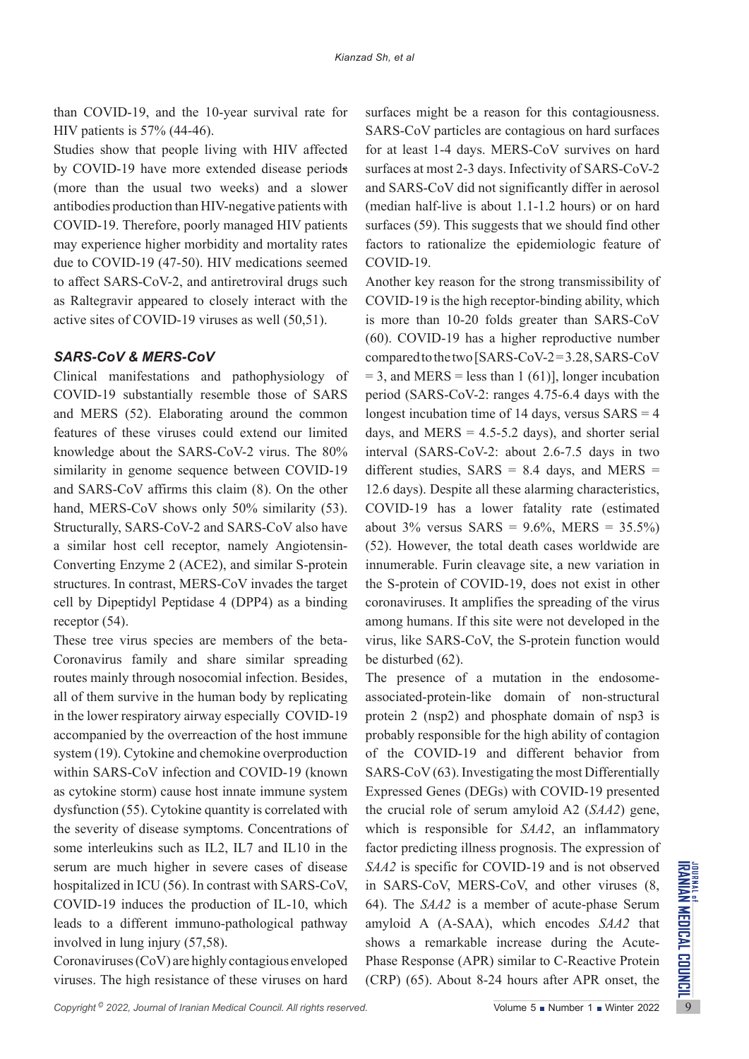than COVID-19, and the 10-year survival rate for HIV patients is 57% (44-46).

Studies show that people living with HIV affected by COVID-19 have more extended disease periods (more than the usual two weeks) and a slower antibodies production than HIV-negative patients with COVID-19. Therefore, poorly managed HIV patients may experience higher morbidity and mortality rates due to COVID-19 (47-50). HIV medications seemed to affect SARS-CoV-2, and antiretroviral drugs such as Raltegravir appeared to closely interact with the active sites of COVID-19 viruses as well (50,51).

### *SARS-CoV & MERS-CoV*

Clinical manifestations and pathophysiology of COVID-19 substantially resemble those of SARS and MERS (52). Elaborating around the common features of these viruses could extend our limited knowledge about the SARS-CoV-2 virus. The 80% similarity in genome sequence between COVID-19 and SARS-CoV affirms this claim (8). On the other hand, MERS-CoV shows only 50% similarity (53). Structurally, SARS-CoV-2 and SARS-CoV also have a similar host cell receptor, namely Angiotensin-Converting Enzyme 2 (ACE2), and similar S-protein structures. In contrast, MERS-CoV invades the target cell by Dipeptidyl Peptidase 4 (DPP4) as a binding receptor (54).

These tree virus species are members of the beta-Coronavirus family and share similar spreading routes mainly through nosocomial infection. Besides, all of them survive in the human body by replicating in the lower respiratory airway especially COVID-19 accompanied by the overreaction of the host immune system (19). Cytokine and chemokine overproduction within SARS-CoV infection and COVID-19 (known as cytokine storm) cause host innate immune system dysfunction (55). Cytokine quantity is correlated with the severity of disease symptoms. Concentrations of some interleukins such as IL2, IL7 and IL10 in the serum are much higher in severe cases of disease hospitalized in ICU (56). In contrast with SARS-CoV, COVID-19 induces the production of IL-10, which leads to a different immuno-pathological pathway involved in lung injury (57,58).

Coronaviruses (CoV) are highly contagious enveloped viruses. The high resistance of these viruses on hard surfaces might be a reason for this contagiousness. SARS-CoV particles are contagious on hard surfaces for at least 1-4 days. MERS-CoV survives on hard surfaces at most 2-3 days. Infectivity of SARS-CoV-2 and SARS-CoV did not significantly differ in aerosol (median half-live is about 1.1-1.2 hours) or on hard surfaces (59). This suggests that we should find other factors to rationalize the epidemiologic feature of COVID-19.

Another key reason for the strong transmissibility of COVID-19 is the high receptor-binding ability, which is more than 10-20 folds greater than SARS-CoV (60). COVID-19 has a higher reproductive number compared to the two [SARS-CoV-2 = 3.28, SARS-CoV = 3, and MERS = less than 1 (61)], longer incubation period (SARS-CoV-2: ranges 4.75-6.4 days with the longest incubation time of 14 days, versus SARS = 4 days, and MERS = 4.5-5.2 days), and shorter serial interval (SARS-CoV-2: about 2.6-7.5 days in two different studies, SARS = 8.4 days, and MERS = 12.6 days). Despite all these alarming characteristics, COVID-19 has a lower fatality rate (estimated about 3% versus SARS = 9.6%, MERS = 35.5%) (52). However, the total death cases worldwide are innumerable. Furin cleavage site, a new variation in the S-protein of COVID-19, does not exist in other coronaviruses. It amplifies the spreading of the virus among humans. If this site were not developed in the virus, like SARS-CoV, the S-protein function would be disturbed (62).

The presence of a mutation in the endosome-associated-protein-like domain of non-structural protein 2 (nsp2) and phosphate domain of nsp3 is probably responsible for the high ability of contagion of the COVID-19 and different behavior from SARS-CoV (63). Investigating the most Differentially Expressed Genes (DEGs) with COVID-19 presented the crucial role of serum amyloid A2 (*SAA2*) gene, which is responsible for *SAA2*, an inflammatory factor predicting illness prognosis. The expression of *SAA2* is specific for COVID-19 and is not observed in SARS-CoV, MERS-CoV, and other viruses (8, 64). The *SAA2* is a member of acute-phase Serum amyloid A (A-SAA), which encodes *SAA2* that shows a remarkable increase during the Acute-Phase Response (APR) similar to C-Reactive Protein (CRP) (65). About 8-24 hours after APR onset, the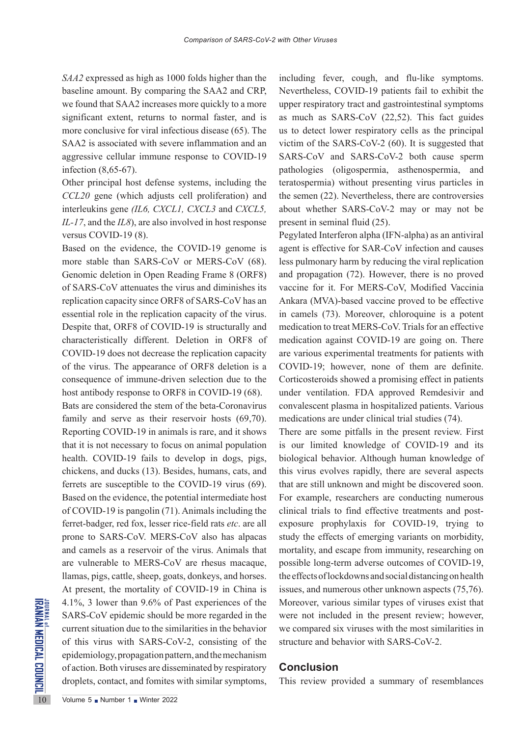*SAA2* expressed as high as 1000 folds higher than the baseline amount. By comparing the SAA2 and CRP, we found that SAA2 increases more quickly to a more significant extent, returns to normal faster, and is more conclusive for viral infectious disease (65). The SAA2 is associated with severe inflammation and an aggressive cellular immune response to COVID-19 infection (8,65-67).

Other principal host defense systems, including the *CCL20* gene (which adjusts cell proliferation) and interleukins gene *(IL6, CXCL1, CXCL3* and *CXCL5, IL-17*, and the *IL8*), are also involved in host response versus COVID-19 (8).

Based on the evidence, the COVID-19 genome is more stable than SARS-CoV or MERS-CoV (68). Genomic deletion in Open Reading Frame 8 (ORF8) of SARS-CoV attenuates the virus and diminishes its replication capacity since ORF8 of SARS-CoV has an essential role in the replication capacity of the virus. Despite that, ORF8 of COVID-19 is structurally and characteristically different. Deletion in ORF8 of COVID-19 does not decrease the replication capacity of the virus. The appearance of ORF8 deletion is a consequence of immune-driven selection due to the host antibody response to ORF8 in COVID-19 (68).

Bats are considered the stem of the beta-Coronavirus family and serve as their reservoir hosts (69,70). Reporting COVID-19 in animals is rare, and it shows that it is not necessary to focus on animal population health. COVID-19 fails to develop in dogs, pigs, chickens, and ducks (13). Besides, humans, cats, and ferrets are susceptible to the COVID-19 virus (69). Based on the evidence, the potential intermediate host of COVID-19 is pangolin (71). Animals including the ferret-badger, red fox, lesser rice-field rats *etc*. are all prone to SARS-CoV. MERS-CoV also has alpacas and camels as a reservoir of the virus. Animals that are vulnerable to MERS-CoV are rhesus macaque, llamas, pigs, cattle, sheep, goats, donkeys, and horses. At present, the mortality of COVID-19 in China is 4.1%, 3 lower than 9.6% of Past experiences of the SARS-CoV epidemic should be more regarded in the current situation due to the similarities in the behavior of this virus with SARS-CoV-2, consisting of the epidemiology, propagation pattern, and the mechanism of action. Both viruses are disseminated by respiratory droplets, contact, and fomites with similar symptoms, including fever, cough, and flu-like symptoms. Nevertheless, COVID-19 patients fail to exhibit the upper respiratory tract and gastrointestinal symptoms as much as SARS-CoV (22,52). This fact guides us to detect lower respiratory cells as the principal victim of the SARS-CoV-2 (60). It is suggested that SARS-CoV and SARS-CoV-2 both cause sperm pathologies (oligospermia, asthenospermia, and teratospermia) without presenting virus particles in the semen (22). Nevertheless, there are controversies about whether SARS-CoV-2 may or may not be present in seminal fluid (25).

Pegylated Interferon alpha (IFN-alpha) as an antiviral agent is effective for SAR-CoV infection and causes less pulmonary harm by reducing the viral replication and propagation (72). However, there is no proved vaccine for it. For MERS-CoV, Modified Vaccinia Ankara (MVA)-based vaccine proved to be effective in camels (73). Moreover, chloroquine is a potent medication to treat MERS-CoV. Trials for an effective medication against COVID-19 are going on. There are various experimental treatments for patients with COVID-19; however, none of them are definite. Corticosteroids showed a promising effect in patients under ventilation. FDA approved Remdesivir and convalescent plasma in hospitalized patients. Various medications are under clinical trial studies (74).

There are some pitfalls in the present review. First is our limited knowledge of COVID-19 and its biological behavior. Although human knowledge of this virus evolves rapidly, there are several aspects that are still unknown and might be discovered soon. For example, researchers are conducting numerous clinical trials to find effective treatments and post-exposure prophylaxis for COVID-19, trying to study the effects of emerging variants on morbidity, mortality, and escape from immunity, researching on possible long-term adverse outcomes of COVID-19, the effects of lockdowns and social distancing on health issues, and numerous other unknown aspects (75,76). Moreover, various similar types of viruses exist that were not included in the present review; however, we compared six viruses with the most similarities in structure and behavior with SARS-CoV-2.

## Conclusion

This review provided a summary of resemblances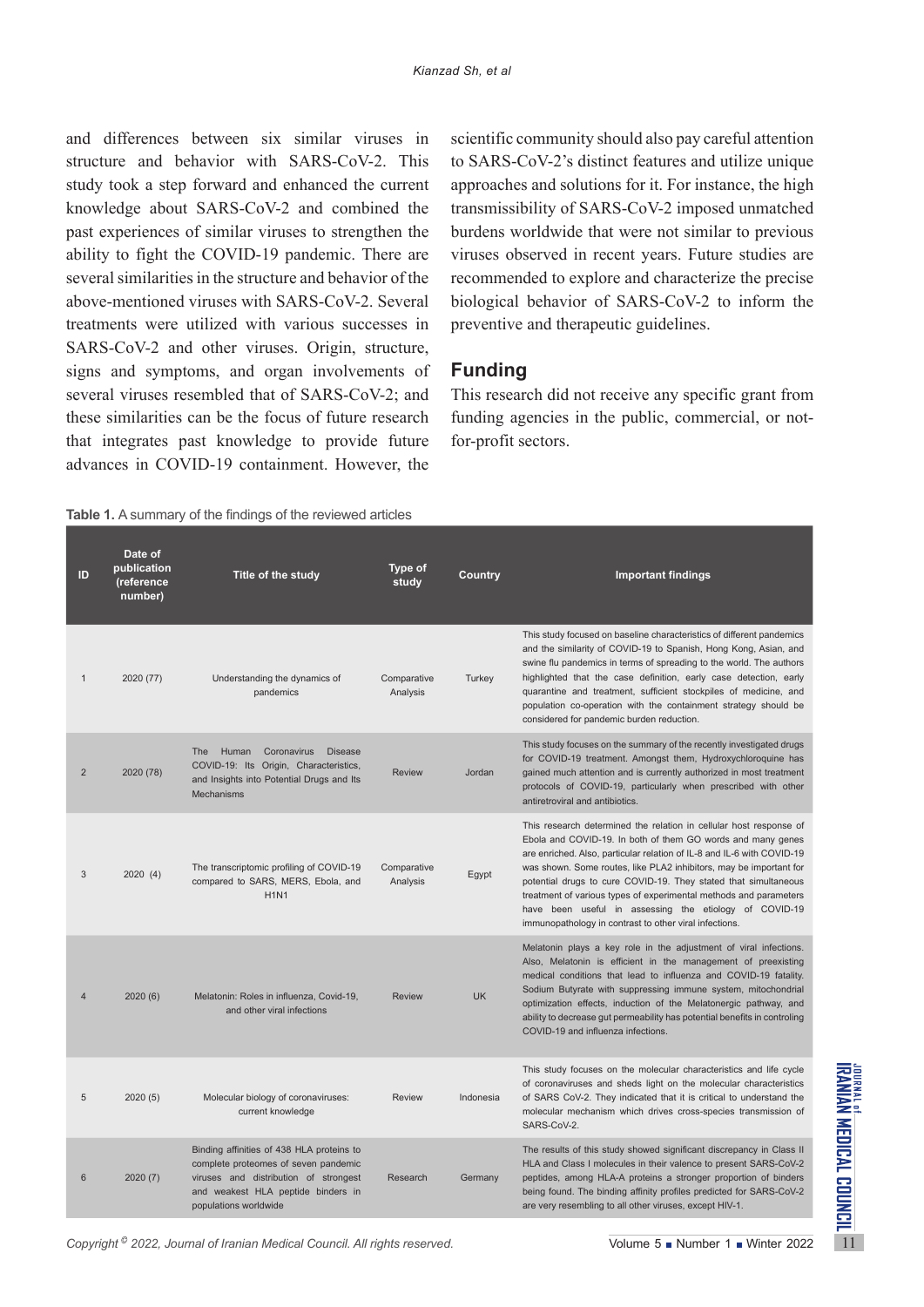and differences between six similar viruses in structure and behavior with SARS-CoV-2. This study took a step forward and enhanced the current knowledge about SARS-CoV-2 and combined the past experiences of similar viruses to strengthen the ability to fight the COVID-19 pandemic. There are several similarities in the structure and behavior of the above-mentioned viruses with SARS-CoV-2. Several treatments were utilized with various successes in SARS-CoV-2 and other viruses. Origin, structure, signs and symptoms, and organ involvements of several viruses resembled that of SARS-CoV-2; and these similarities can be the focus of future research that integrates past knowledge to provide future advances in COVID-19 containment. However, the scientific community should also pay careful attention to SARS-CoV-2's distinct features and utilize unique approaches and solutions for it. For instance, the high transmissibility of SARS-CoV-2 imposed unmatched burdens worldwide that were not similar to previous viruses observed in recent years. Future studies are recommended to explore and characterize the precise biological behavior of SARS-CoV-2 to inform the preventive and therapeutic guidelines.

## Funding

This research did not receive any specific grant from funding agencies in the public, commercial, or not-for-profit sectors.

**Table 1.** A summary of the findings of the reviewed articles

| ID | Date of publication (reference number) | Title of the study | Type of study | Country | Important findings |
|---|---|---|---|---|---|
| 1 | 2020 (77) | Understanding the dynamics of pandemics | Comparative Analysis | Turkey | This study focused on baseline characteristics of different pandemics and the similarity of COVID-19 to Spanish, Hong Kong, Asian, and swine flu pandemics in terms of spreading to the world. The authors highlighted that the case definition, early case detection, early quarantine and treatment, sufficient stockpiles of medicine, and population co-operation with the containment strategy should be considered for pandemic burden reduction. |
| 2 | 2020 (78) | The Human Coronavirus Disease COVID-19: Its Origin, Characteristics, and Insights into Potential Drugs and Its Mechanisms | Review | Jordan | This study focuses on the summary of the recently investigated drugs for COVID-19 treatment. Amongst them, Hydroxychloroquine has gained much attention and is currently authorized in most treatment protocols of COVID-19, particularly when prescribed with other antiretroviral and antibiotics. |
| 3 | 2020 (4) | The transcriptomic profiling of COVID-19 compared to SARS, MERS, Ebola, and H1N1 | Comparative Analysis | Egypt | This research determined the relation in cellular host response of Ebola and COVID-19. In both of them GO words and many genes are enriched. Also, particular relation of IL-8 and IL-6 with COVID-19 was shown. Some routes, like PLA2 inhibitors, may be important for potential drugs to cure COVID-19. They stated that simultaneous treatment of various types of experimental methods and parameters have been useful in assessing the etiology of COVID-19 immunopathology in contrast to other viral infections. |
| 4 | 2020 (6) | Melatonin: Roles in influenza, Covid-19, and other viral infections | Review | UK | Melatonin plays a key role in the adjustment of viral infections. Also, Melatonin is efficient in the management of preexisting medical conditions that lead to influenza and COVID-19 fatality. Sodium Butyrate with suppressing immune system, mitochondrial optimization effects, induction of the Melatonergic pathway, and ability to decrease gut permeability has potential benefits in controling COVID-19 and influenza infections. |
| 5 | 2020 (5) | Molecular biology of coronaviruses: current knowledge | Review | Indonesia | This study focuses on the molecular characteristics and life cycle of coronaviruses and sheds light on the molecular characteristics of SARS CoV-2. They indicated that it is critical to understand the molecular mechanism which drives cross-species transmission of SARS-CoV-2. |
| 6 | 2020 (7) | Binding affinities of 438 HLA proteins to complete proteomes of seven pandemic viruses and distribution of strongest and weakest HLA peptide binders in populations worldwide | Research | Germany | The results of this study showed significant discrepancy in Class II HLA and Class I molecules in their valence to present SARS-CoV-2 peptides, among HLA-A proteins a stronger proportion of binders being found. The binding affinity profiles predicted for SARS-CoV-2 are very resembling to all other viruses, except HIV-1. |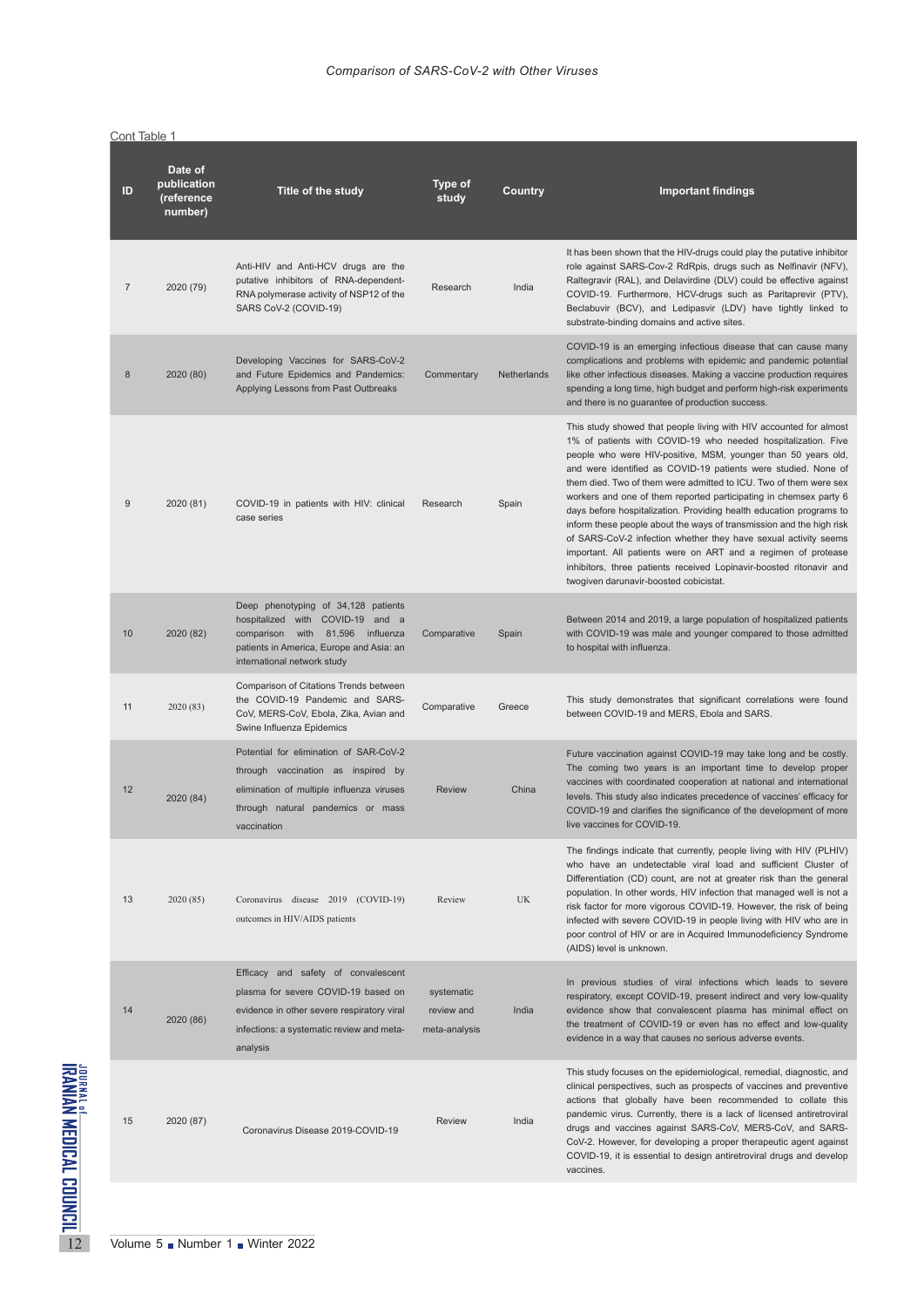Cont Table 1

| ID | Date of publication (reference number) | Title of the study | Type of study | Country | Important findings |
|---|---|---|---|---|---|
| 7 | 2020 (79) | Anti-HIV and Anti-HCV drugs are the putative inhibitors of RNA-dependent-RNA polymerase activity of NSP12 of the SARS CoV-2 (COVID-19) | Research | India | It has been shown that the HIV-drugs could play the putative inhibitor role against SARS-Cov-2 RdRpis, drugs such as Nelfinavir (NFV), Raltegravir (RAL), and Delavirdine (DLV) could be effective against COVID-19. Furthermore, HCV-drugs such as Paritaprevir (PTV), Beclabuvir (BCV), and Ledipasvir (LDV) have tightly linked to substrate-binding domains and active sites. |
| 8 | 2020 (80) | Developing Vaccines for SARS-CoV-2 and Future Epidemics and Pandemics: Applying Lessons from Past Outbreaks | Commentary | Netherlands | COVID-19 is an emerging infectious disease that can cause many complications and problems with epidemic and pandemic potential like other infectious diseases. Making a vaccine production requires spending a long time, high budget and perform high-risk experiments and there is no guarantee of production success. |
| 9 | 2020 (81) | COVID-19 in patients with HIV: clinical case series | Research | Spain | This study showed that people living with HIV accounted for almost 1% of patients with COVID-19 who needed hospitalization. Five people who were HIV-positive, MSM, younger than 50 years old, and were identified as COVID-19 patients were studied. None of them died. Two of them were admitted to ICU. Two of them were sex workers and one of them reported participating in chemsex party 6 days before hospitalization. Providing health education programs to inform these people about the ways of transmission and the high risk of SARS-CoV-2 infection whether they have sexual activity seems important. All patients were on ART and a regimen of protease inhibitors, three patients received Lopinavir-boosted ritonavir and twogiven darunavir-boosted cobicistat. |
| 10 | 2020 (82) | Deep phenotyping of 34,128 patients hospitalized with COVID-19 and a comparison with 81,596 influenza patients in America, Europe and Asia: an international network study | Comparative | Spain | Between 2014 and 2019, a large population of hospitalized patients with COVID-19 was male and younger compared to those admitted to hospital with influenza. |
| 11 | 2020 (83) | Comparison of Citations Trends between the COVID-19 Pandemic and SARS-CoV, MERS-CoV, Ebola, Zika, Avian and Swine Influenza Epidemics | Comparative | Greece | This study demonstrates that significant correlations were found between COVID-19 and MERS, Ebola and SARS. |
| 12 | 2020 (84) | Potential for elimination of SAR-CoV-2 through vaccination as inspired by elimination of multiple influenza viruses through natural pandemics or mass vaccination | Review | China | Future vaccination against COVID-19 may take long and be costly. The coming two years is an important time to develop proper vaccines with coordinated cooperation at national and international levels. This study also indicates precedence of vaccines' efficacy for COVID-19 and clarifies the significance of the development of more live vaccines for COVID-19. |
| 13 | 2020 (85) | Coronavirus disease 2019 (COVID-19) outcomes in HIV/AIDS patients | Review | UK | The findings indicate that currently, people living with HIV (PLHIV) who have an undetectable viral load and sufficient Cluster of Differentiation (CD) count, are not at greater risk than the general population. In other words, HIV infection that managed well is not a risk factor for more vigorous COVID-19. However, the risk of being infected with severe COVID-19 in people living with HIV who are in poor control of HIV or are in Acquired Immunodeficiency Syndrome (AIDS) level is unknown. |
| 14 | 2020 (86) | Efficacy and safety of convalescent plasma for severe COVID-19 based on evidence in other severe respiratory viral infections: a systematic review and meta-analysis | systematic review and meta-analysis | India | In previous studies of viral infections which leads to severe respiratory, except COVID-19, present indirect and very low-quality evidence show that convalescent plasma has minimal effect on the treatment of COVID-19 or even has no effect and low-quality evidence in a way that causes no serious adverse events. |
| 15 | 2020 (87) | Coronavirus Disease 2019-COVID-19 | Review | India | This study focuses on the epidemiological, remedial, diagnostic, and clinical perspectives, such as prospects of vaccines and preventive actions that globally have been recommended to collate this pandemic virus. Currently, there is a lack of licensed antiretroviral drugs and vaccines against SARS-CoV, MERS-CoV, and SARS-CoV-2. However, for developing a proper therapeutic agent against COVID-19, it is essential to design antiretroviral drugs and develop vaccines. |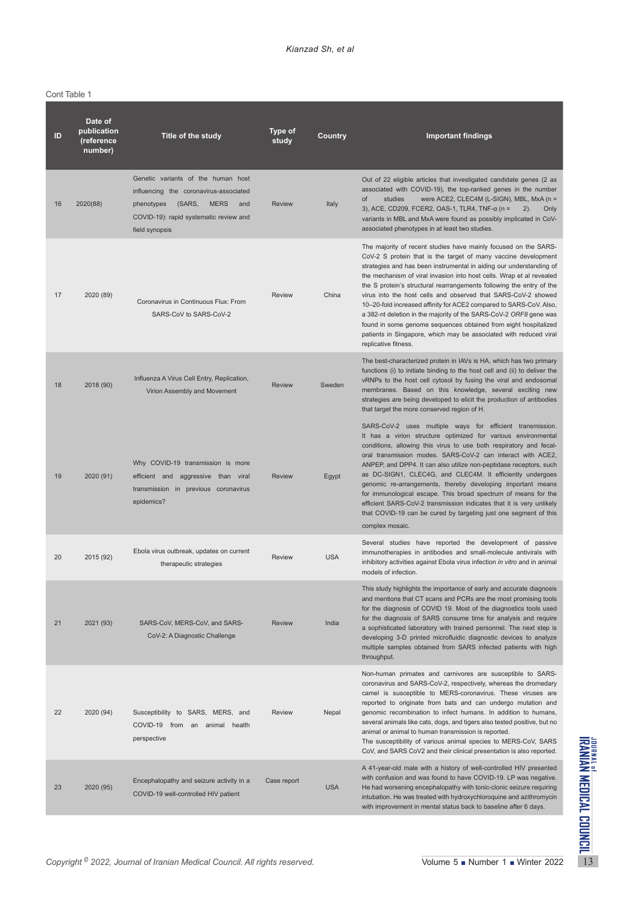Cont Table 1

| ID | Date of publication (reference number) | Title of the study | Type of study | Country | Important findings |
|---|---|---|---|---|---|
| 16 | 2020(88) | Genetic variants of the human host influencing the coronavirus-associated phenotypes (SARS, MERS and COVID-19): rapid systematic review and field synopsis | Review | Italy | Out of 22 eligible articles that investigated candidate genes (2 as associated with COVID-19), the top-ranked genes in the number of studies were ACE2, CLEC4M (L-SIGN), MBL, MxA (n = 3), ACE, CD209, FCER2, OAS-1, TLR4, TNF-α (n = 2). Only variants in MBL and MxA were found as possibly implicated in CoV-associated phenotypes in at least two studies. |
| 17 | 2020 (89) | Coronavirus in Continuous Flux: From SARS-CoV to SARS-CoV-2 | Review | China | The majority of recent studies have mainly focused on the SARS-CoV-2 S protein that is the target of many vaccine development strategies and has been instrumental in aiding our understanding of the mechanism of viral invasion into host cells. Wrap et al revealed the S protein's structural rearrangements following the entry of the virus into the host cells and observed that SARS-CoV-2 showed 10–20-fold increased affinity for ACE2 compared to SARS-CoV. Also, a 382-nt deletion in the majority of the SARS-CoV-2 *ORF8* gene was found in some genome sequences obtained from eight hospitalized patients in Singapore, which may be associated with reduced viral replicative fitness. |
| 18 | 2018 (90) | Influenza A Virus Cell Entry, Replication, Virion Assembly and Movement | Review | Sweden | The best-characterized protein in IAVs is HA, which has two primary functions (i) to initiate binding to the host cell and (ii) to deliver the vRNPs to the host cell cytosol by fusing the viral and endosomal membranes. Based on this knowledge, several exciting new strategies are being developed to elicit the production of antibodies that target the more conserved region of H. |
| 19 | 2020 (91) | Why COVID-19 transmission is more efficient and aggressive than viral transmission in previous coronavirus epidemics? | Review | Egypt | SARS-CoV-2 uses multiple ways for efficient transmission. It has a virion structure optimized for various environmental conditions, allowing this virus to use both respiratory and fecal-oral transmission modes. SARS-CoV-2 can interact with ACE2, ANPEP, and DPP4. It can also utilize non-peptidase receptors, such as DC-SIGN1, CLEC4G, and CLEC4M. It efficiently undergoes genomic re-arrangements, thereby developing important means for immunological escape. This broad spectrum of means for the efficient SARS-CoV-2 transmission indicates that it is very unlikely that COVID-19 can be cured by targeting just one segment of this complex mosaic. |
| 20 | 2015 (92) | Ebola virus outbreak, updates on current therapeutic strategies | Review | USA | Several studies have reported the development of passive immunotherapies in antibodies and small-molecule antivirals with inhibitory activities against Ebola virus infection *in vitro* and in animal models of infection. |
| 21 | 2021 (93) | SARS-CoV, MERS-CoV, and SARS-CoV-2: A Diagnostic Challenge | Review | India | This study highlights the importance of early and accurate diagnosis and mentions that CT scans and PCRs are the most promising tools for the diagnosis of COVID 19. Most of the diagnostics tools used for the diagnosis of SARS consume time for analysis and require a sophisticated laboratory with trained personnel. The next step is developing 3-D printed microfluidic diagnostic devices to analyze multiple samples obtained from SARS infected patients with high throughput. |
| 22 | 2020 (94) | Susceptibility to SARS, MERS, and COVID-19 from an animal health perspective | Review | Nepal | Non-human primates and carnivores are susceptible to SARS-coronavirus and SARS-CoV-2, respectively, whereas the dromedary camel is susceptible to MERS-coronavirus. These viruses are reported to originate from bats and can undergo mutation and genomic recombination to infect humans. In addition to humans, several animals like cats, dogs, and tigers also tested positive, but no animal or animal to human transmission is reported.<br>The susceptibility of various animal species to MERS-CoV, SARS CoV, and SARS CoV2 and their clinical presentation is also reported. |
| 23 | 2020 (95) | Encephalopathy and seizure activity in a COVID-19 well-controlled HIV patient | Case report | USA | A 41-year-old male with a history of well-controlled HIV presented with confusion and was found to have COVID-19. LP was negative. He had worsening encephalopathy with tonic-clonic seizure requiring intubation. He was treated with hydroxychloroquine and azithromycin with improvement in mental status back to baseline after 6 days. |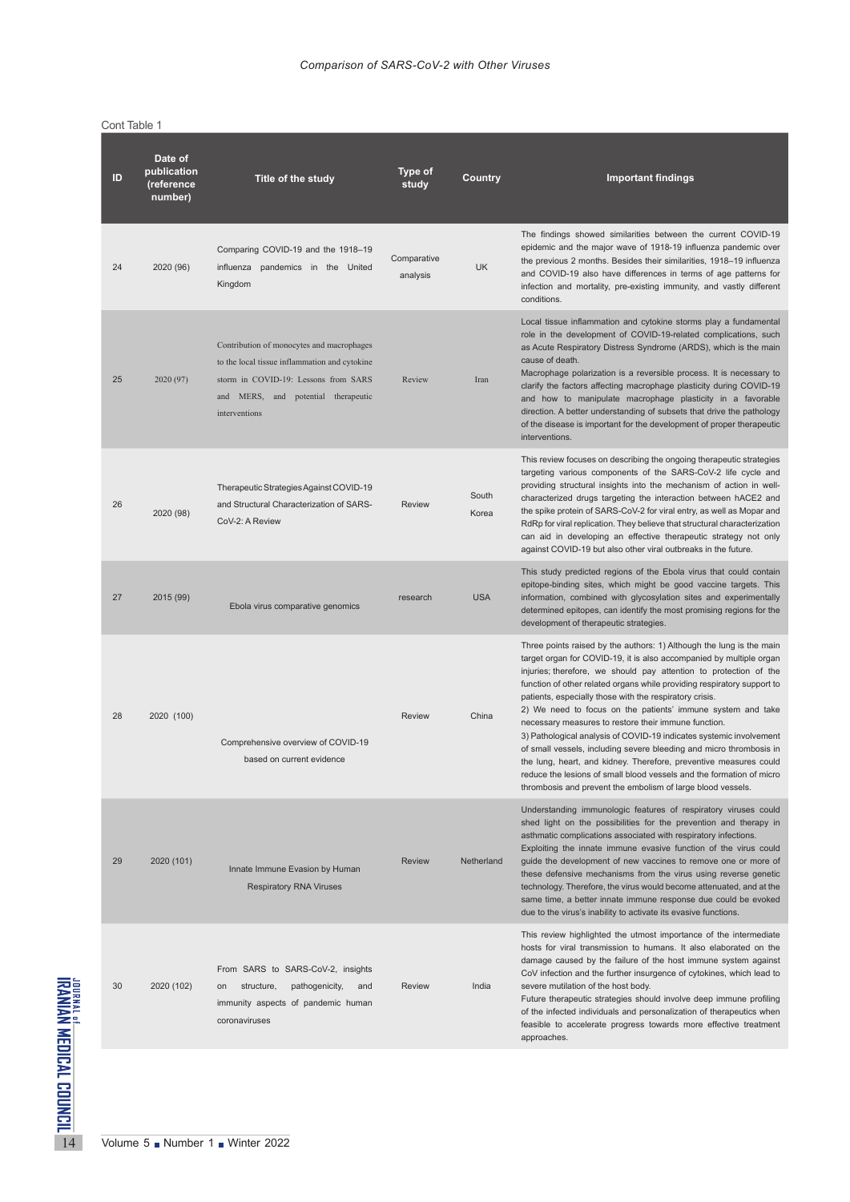Cont Table 1

| ID | Date of publication (reference number) | Title of the study | Type of study | Country | Important findings |
|---|---|---|---|---|---|
| 24 | 2020 (96) | Comparing COVID-19 and the 1918–19 influenza pandemics in the United Kingdom | Comparative analysis | UK | The findings showed similarities between the current COVID-19 epidemic and the major wave of 1918-19 influenza pandemic over the previous 2 months. Besides their similarities, 1918–19 influenza and COVID-19 also have differences in terms of age patterns for infection and mortality, pre-existing immunity, and vastly different conditions. |
| 25 | 2020 (97) | Contribution of monocytes and macrophages to the local tissue inflammation and cytokine storm in COVID-19: Lessons from SARS and MERS, and potential therapeutic interventions | Review | Iran | Local tissue inflammation and cytokine storms play a fundamental role in the development of COVID-19-related complications, such as Acute Respiratory Distress Syndrome (ARDS), which is the main cause of death.<br>Macrophage polarization is a reversible process. It is necessary to clarify the factors affecting macrophage plasticity during COVID-19 and how to manipulate macrophage plasticity in a favorable direction. A better understanding of subsets that drive the pathology of the disease is important for the development of proper therapeutic interventions. |
| 26 | 2020 (98) | Therapeutic Strategies Against COVID-19 and Structural Characterization of SARS-CoV-2: A Review | Review | South Korea | This review focuses on describing the ongoing therapeutic strategies targeting various components of the SARS-CoV-2 life cycle and providing structural insights into the mechanism of action in well-characterized drugs targeting the interaction between hACE2 and the spike protein of SARS-CoV-2 for viral entry, as well as Mopar and RdRp for viral replication. They believe that structural characterization can aid in developing an effective therapeutic strategy not only against COVID-19 but also other viral outbreaks in the future. |
| 27 | 2015 (99) | Ebola virus comparative genomics | research | USA | This study predicted regions of the Ebola virus that could contain epitope-binding sites, which might be good vaccine targets. This information, combined with glycosylation sites and experimentally determined epitopes, can identify the most promising regions for the development of therapeutic strategies. |
| 28 | 2020 (100) | Comprehensive overview of COVID-19 based on current evidence | Review | China | Three points raised by the authors: 1) Although the lung is the main target organ for COVID-19, it is also accompanied by multiple organ injuries; therefore, we should pay attention to protection of the function of other related organs while providing respiratory support to patients, especially those with the respiratory crisis.<br>2) We need to focus on the patients' immune system and take necessary measures to restore their immune function.<br>3) Pathological analysis of COVID-19 indicates systemic involvement of small vessels, including severe bleeding and micro thrombosis in the lung, heart, and kidney. Therefore, preventive measures could reduce the lesions of small blood vessels and the formation of micro thrombosis and prevent the embolism of large blood vessels. |
| 29 | 2020 (101) | Innate Immune Evasion by Human Respiratory RNA Viruses | Review | Netherland | Understanding immunologic features of respiratory viruses could shed light on the possibilities for the prevention and therapy in asthmatic complications associated with respiratory infections.<br>Exploiting the innate immune evasive function of the virus could guide the development of new vaccines to remove one or more of these defensive mechanisms from the virus using reverse genetic technology. Therefore, the virus would become attenuated, and at the same time, a better innate immune response due could be evoked due to the virus's inability to activate its evasive functions. |
| 30 | 2020 (102) | From SARS to SARS-CoV-2, insights on structure, pathogenicity, and immunity aspects of pandemic human coronaviruses | Review | India | This review highlighted the utmost importance of the intermediate hosts for viral transmission to humans. It also elaborated on the damage caused by the failure of the host immune system against CoV infection and the further insurgence of cytokines, which lead to severe mutilation of the host body.<br>Future therapeutic strategies should involve deep immune profiling of the infected individuals and personalization of therapeutics when feasible to accelerate progress towards more effective treatment approaches. |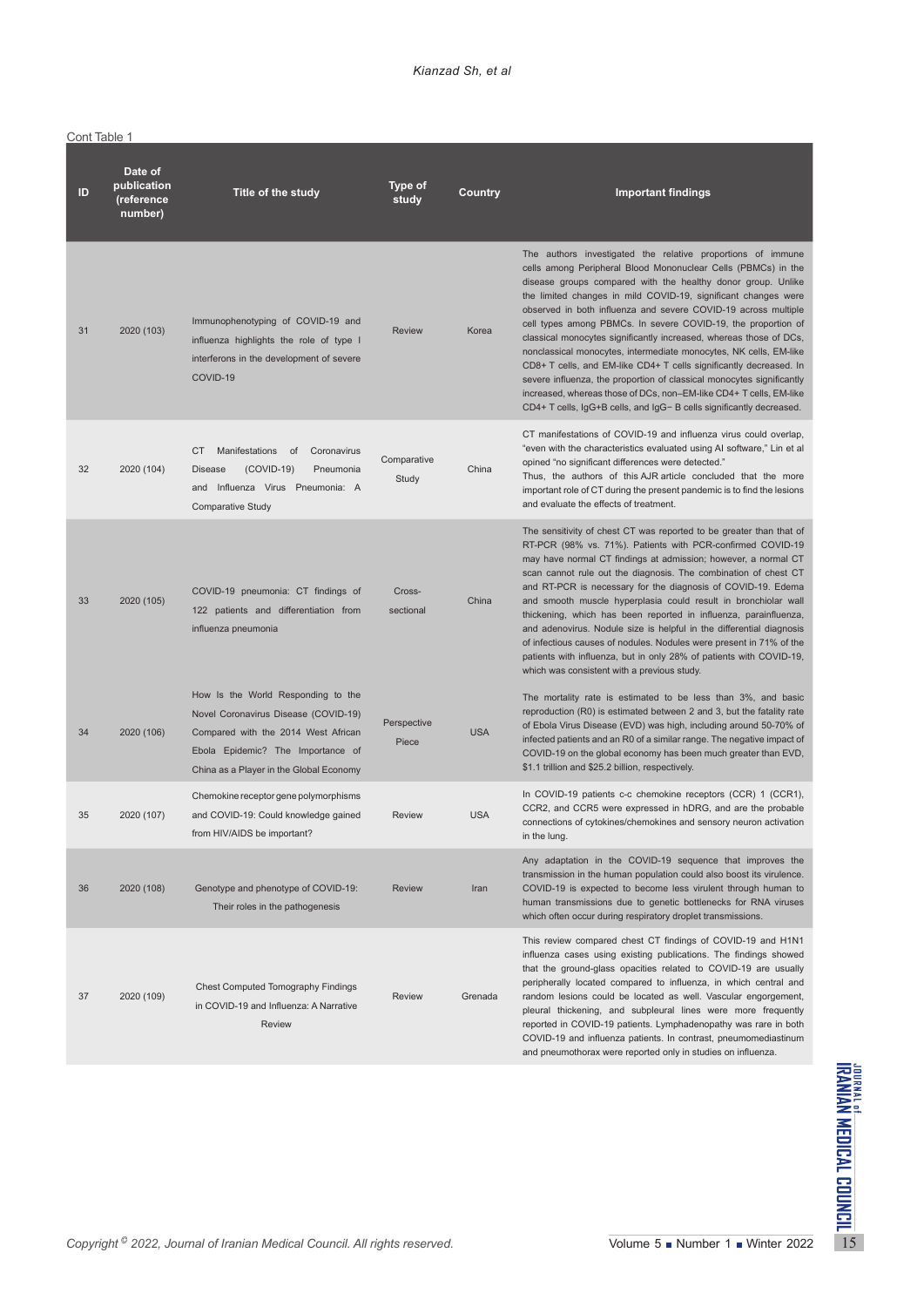Cont Table 1

| ID | Date of publication (reference number) | Title of the study | Type of study | Country | Important findings |
|---|---|---|---|---|---|
| 31 | 2020 (103) | Immunophenotyping of COVID-19 and influenza highlights the role of type I interferons in the development of severe COVID-19 | Review | Korea | The authors investigated the relative proportions of immune cells among Peripheral Blood Mononuclear Cells (PBMCs) in the disease groups compared with the healthy donor group. Unlike the limited changes in mild COVID-19, significant changes were observed in both influenza and severe COVID-19 across multiple cell types among PBMCs. In severe COVID-19, the proportion of classical monocytes significantly increased, whereas those of DCs, nonclassical monocytes, intermediate monocytes, NK cells, EM-like CD8+ T cells, and EM-like CD4+ T cells significantly decreased. In severe influenza, the proportion of classical monocytes significantly increased, whereas those of DCs, non–EM-like CD4+ T cells, EM-like CD4+ T cells, IgG+B cells, and IgG− B cells significantly decreased. |
| 32 | 2020 (104) | CT Manifestations of Coronavirus Disease (COVID-19) Pneumonia and Influenza Virus Pneumonia: A Comparative Study | Comparative Study | China | CT manifestations of COVID-19 and influenza virus could overlap, "even with the characteristics evaluated using AI software," Lin et al opined "no significant differences were detected." Thus, the authors of this AJR article concluded that the more important role of CT during the present pandemic is to find the lesions and evaluate the effects of treatment. |
| 33 | 2020 (105) | COVID-19 pneumonia: CT findings of 122 patients and differentiation from influenza pneumonia | Cross-sectional | China | The sensitivity of chest CT was reported to be greater than that of RT-PCR (98% vs. 71%). Patients with PCR-confirmed COVID-19 may have normal CT findings at admission; however, a normal CT scan cannot rule out the diagnosis. The combination of chest CT and RT-PCR is necessary for the diagnosis of COVID-19. Edema and smooth muscle hyperplasia could result in bronchiolar wall thickening, which has been reported in influenza, parainfluenza, and adenovirus. Nodule size is helpful in the differential diagnosis of infectious causes of nodules. Nodules were present in 71% of the patients with influenza, but in only 28% of patients with COVID-19, which was consistent with a previous study. |
| 34 | 2020 (106) | How Is the World Responding to the Novel Coronavirus Disease (COVID-19) Compared with the 2014 West African Ebola Epidemic? The Importance of China as a Player in the Global Economy | Perspective Piece | USA | The mortality rate is estimated to be less than 3%, and basic reproduction (R0) is estimated between 2 and 3, but the fatality rate of Ebola Virus Disease (EVD) was high, including around 50-70% of infected patients and an R0 of a similar range. The negative impact of COVID-19 on the global economy has been much greater than EVD, $1.1 trillion and $25.2 billion, respectively. |
| 35 | 2020 (107) | Chemokine receptor gene polymorphisms and COVID-19: Could knowledge gained from HIV/AIDS be important? | Review | USA | In COVID-19 patients c-c chemokine receptors (CCR) 1 (CCR1), CCR2, and CCR5 were expressed in hDRG, and are the probable connections of cytokines/chemokines and sensory neuron activation in the lung. |
| 36 | 2020 (108) | Genotype and phenotype of COVID-19: Their roles in the pathogenesis | Review | Iran | Any adaptation in the COVID-19 sequence that improves the transmission in the human population could also boost its virulence. COVID-19 is expected to become less virulent through human to human transmissions due to genetic bottlenecks for RNA viruses which often occur during respiratory droplet transmissions. |
| 37 | 2020 (109) | Chest Computed Tomography Findings in COVID-19 and Influenza: A Narrative Review | Review | Grenada | This review compared chest CT findings of COVID-19 and H1N1 influenza cases using existing publications. The findings showed that the ground-glass opacities related to COVID-19 are usually peripherally located compared to influenza, in which central and random lesions could be located as well. Vascular engorgement, pleural thickening, and subpleural lines were more frequently reported in COVID-19 patients. Lymphadenopathy was rare in both COVID-19 and influenza patients. In contrast, pneumomediastinum and pneumothorax were reported only in studies on influenza. |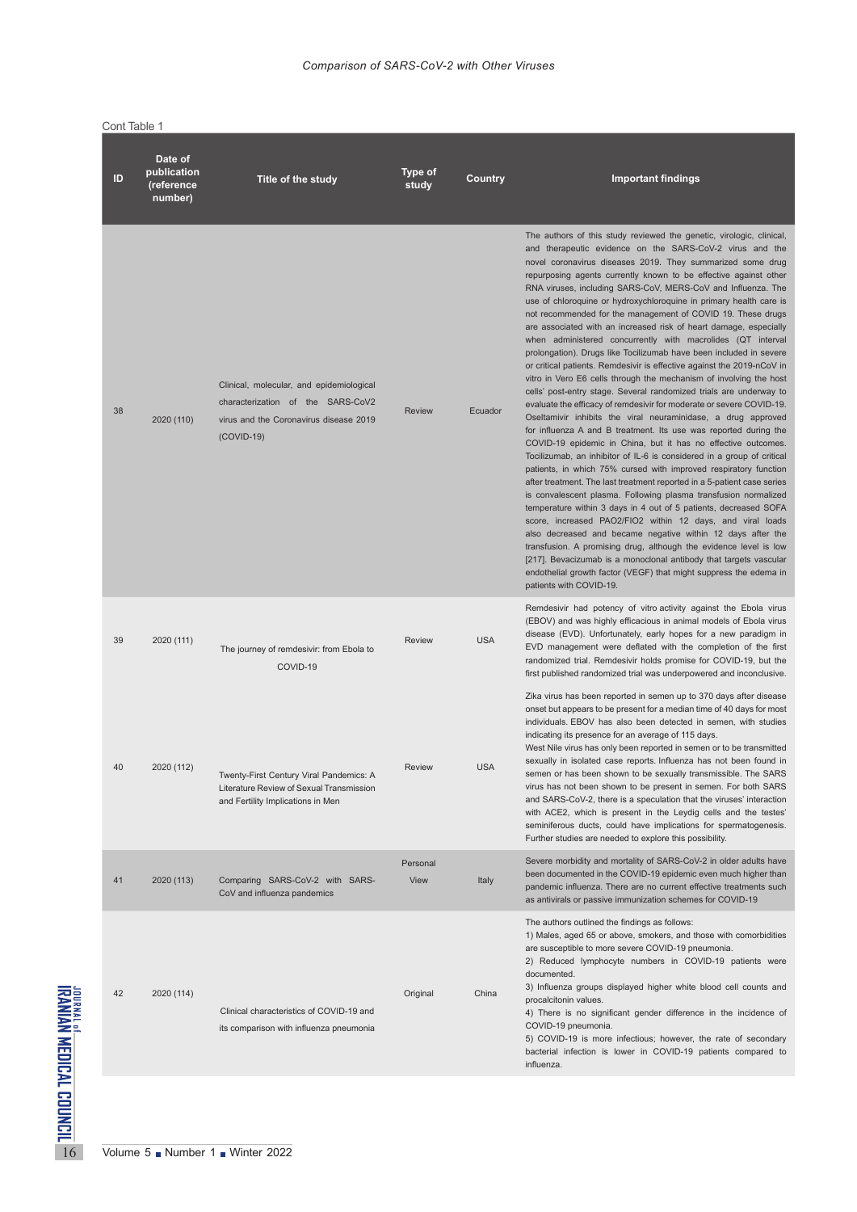Cont Table 1

| ID | Date of publication (reference number) | Title of the study | Type of study | Country | Important findings |
|---|---|---|---|---|---|
| 38 | 2020 (110) | Clinical, molecular, and epidemiological characterization of the SARS-CoV2 virus and the Coronavirus disease 2019 (COVID-19) | Review | Ecuador | The authors of this study reviewed the genetic, virologic, clinical, and therapeutic evidence on the SARS-CoV-2 virus and the novel coronavirus diseases 2019. They summarized some drug repurposing agents currently known to be effective against other RNA viruses, including SARS-CoV, MERS-CoV and Influenza. The use of chloroquine or hydroxychloroquine in primary health care is not recommended for the management of COVID 19. These drugs are associated with an increased risk of heart damage, especially when administered concurrently with macrolides (QT interval prolongation). Drugs like Tocilizumab have been included in severe or critical patients. Remdesivir is effective against the 2019-nCoV in vitro in Vero E6 cells through the mechanism of involving the host cells' post-entry stage. Several randomized trials are underway to evaluate the efficacy of remdesivir for moderate or severe COVID-19. Oseltamivir inhibits the viral neuraminidase, a drug approved for influenza A and B treatment. Its use was reported during the COVID-19 epidemic in China, but it has no effective outcomes. Tocilizumab, an inhibitor of IL-6 is considered in a group of critical patients, in which 75% cursed with improved respiratory function after treatment. The last treatment reported in a 5-patient case series is convalescent plasma. Following plasma transfusion normalized temperature within 3 days in 4 out of 5 patients, decreased SOFA score, increased PAO2/FIO2 within 12 days, and viral loads also decreased and became negative within 12 days after the transfusion. A promising drug, although the evidence level is low [217]. Bevacizumab is a monoclonal antibody that targets vascular endothelial growth factor (VEGF) that might suppress the edema in patients with COVID-19. |
| 39 | 2020 (111) | The journey of remdesivir: from Ebola to COVID-19 | Review | USA | Remdesivir had potency of vitro activity against the Ebola virus (EBOV) and was highly efficacious in animal models of Ebola virus disease (EVD). Unfortunately, early hopes for a new paradigm in EVD management were deflated with the completion of the first randomized trial. Remdesivir holds promise for COVID-19, but the first published randomized trial was underpowered and inconclusive. |
| 40 | 2020 (112) | Twenty-First Century Viral Pandemics: A Literature Review of Sexual Transmission and Fertility Implications in Men | Review | USA | Zika virus has been reported in semen up to 370 days after disease onset but appears to be present for a median time of 40 days for most individuals. EBOV has also been detected in semen, with studies indicating its presence for an average of 115 days. West Nile virus has only been reported in semen or to be transmitted sexually in isolated case reports. Influenza has not been found in semen or has been shown to be sexually transmissible. The SARS virus has not been shown to be present in semen. For both SARS and SARS-CoV-2, there is a speculation that the viruses' interaction with ACE2, which is present in the Leydig cells and the testes' seminiferous ducts, could have implications for spermatogenesis. Further studies are needed to explore this possibility. |
| 41 | 2020 (113) | Comparing SARS-CoV-2 with SARS-CoV and influenza pandemics | Personal View | Italy | Severe morbidity and mortality of SARS-CoV-2 in older adults have been documented in the COVID-19 epidemic even much higher than pandemic influenza. There are no current effective treatments such as antivirals or passive immunization schemes for COVID-19 |
| 42 | 2020 (114) | Clinical characteristics of COVID-19 and its comparison with influenza pneumonia | Original | China | The authors outlined the findings as follows:<br>1) Males, aged 65 or above, smokers, and those with comorbidities are susceptible to more severe COVID-19 pneumonia.<br>2) Reduced lymphocyte numbers in COVID-19 patients were documented.<br>3) Influenza groups displayed higher white blood cell counts and procalcitonin values.<br>4) There is no significant gender difference in the incidence of COVID-19 pneumonia.<br>5) COVID-19 is more infectious; however, the rate of secondary bacterial infection is lower in COVID-19 patients compared to influenza. |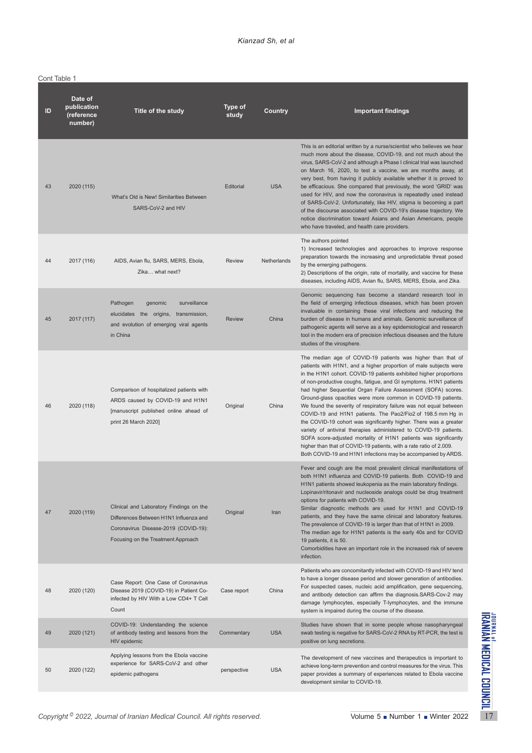Cont Table 1

| ID | Date of publication (reference number) | Title of the study | Type of study | Country | Important findings |
|---|---|---|---|---|---|
| 43 | 2020 (115) | What's Old is New! Similarities Between SARS-CoV-2 and HIV | Editorial | USA | This is an editorial written by a nurse/scientist who believes we hear much more about the disease, COVID-19, and not much about the virus, SARS-CoV-2 and although a Phase I clinical trial was launched on March 16, 2020, to test a vaccine, we are months away, at very best, from having it publicly available whether it is proved to be efficacious. She compared that previously, the word 'GRID' was used for HIV, and now the coronavirus is repeatedly used instead of SARS-CoV-2. Unfortunately, like HIV, stigma is becoming a part of the discourse associated with COVID-19's disease trajectory. We notice discrimination toward Asians and Asian Americans, people who have traveled, and health care providers. |
| 44 | 2017 (116) | AIDS, Avian flu, SARS, MERS, Ebola, Zika… what next? | Review | Netherlands | The authors pointed<br>1) Increased technologies and approaches to improve response preparation towards the increasing and unpredictable threat posed by the emerging pathogens.<br>2) Descriptions of the origin, rate of mortality, and vaccine for these diseases, including AIDS, Avian flu, SARS, MERS, Ebola, and Zika. |
| 45 | 2017 (117) | Pathogen genomic surveillance elucidates the origins, transmission, and evolution of emerging viral agents in China | Review | China | Genomic sequencing has become a standard research tool in the field of emerging infectious diseases, which has been proven invaluable in containing these viral infections and reducing the burden of disease in humans and animals. Genomic surveillance of pathogenic agents will serve as a key epidemiological and research tool in the modern era of precision infectious diseases and the future studies of the virosphere. |
| 46 | 2020 (118) | Comparison of hospitalized patients with ARDS caused by COVID-19 and H1N1 [manuscript published online ahead of print 26 March 2020] | Original | China | The median age of COVID-19 patients was higher than that of patients with H1N1, and a higher proportion of male subjects were in the H1N1 cohort. COVID-19 patients exhibited higher proportions of non-productive coughs, fatigue, and GI symptoms. H1N1 patients had higher Sequential Organ Failure Assessment (SOFA) scores. Ground-glass opacities were more common in COVID-19 patients. We found the severity of respiratory failure was not equal between COVID-19 and H1N1 patients. The Pao2/Fio2 of 198.5 mm Hg in the COVID-19 cohort was significantly higher. There was a greater variety of antiviral therapies administered to COVID-19 patients. SOFA score-adjusted mortality of H1N1 patients was significantly higher than that of COVID-19 patients, with a rate ratio of 2.009.<br>Both COVID-19 and H1N1 infections may be accompanied by ARDS. |
| 47 | 2020 (119) | Clinical and Laboratory Findings on the Differences Between H1N1 Influenza and Coronavirus Disease-2019 (COVID-19): Focusing on the Treatment Approach | Original | Iran | Fever and cough are the most prevalent clinical manifestations of both H1N1 influenza and COVID-19 patients. Both COVID-19 and H1N1 patients showed leukopenia as the main laboratory findings. Lopinavir/ritonavir and nucleoside analogs could be drug treatment options for patients with COVID-19.<br>Similar diagnostic methods are used for H1N1 and COVID-19 patients, and they have the same clinical and laboratory features. The prevalence of COVID-19 is larger than that of H1N1 in 2009.<br>The median age for H1N1 patients is the early 40s and for COVID 19 patients, it is 50.<br>Comorbidities have an important role in the increased risk of severe infection. |
| 48 | 2020 (120) | Case Report: One Case of Coronavirus Disease 2019 (COVID-19) in Patient Co-infected by HIV With a Low CD4+ T Cell Count | Case report | China | Patients who are concomitantly infected with COVID-19 and HIV tend to have a longer disease period and slower generation of antibodies. For suspected cases, nucleic acid amplification, gene sequencing, and antibody detection can affirm the diagnosis.SARS-Cov-2 may damage lymphocytes, especially T-lymphocytes, and the immune system is impaired during the course of the disease. |
| 49 | 2020 (121) | COVID-19: Understanding the science of antibody testing and lessons from the HIV epidemic | Commentary | USA | Studies have shown that in some people whose nasopharyngeal swab testing is negative for SARS-CoV-2 RNA by RT-PCR, the test is positive on lung secretions. |
| 50 | 2020 (122) | Applying lessons from the Ebola vaccine experience for SARS-CoV-2 and other epidemic pathogens | perspective | USA | The development of new vaccines and therapeutics is important to achieve long-term prevention and control measures for the virus. This paper provides a summary of experiences related to Ebola vaccine development similar to COVID-19. |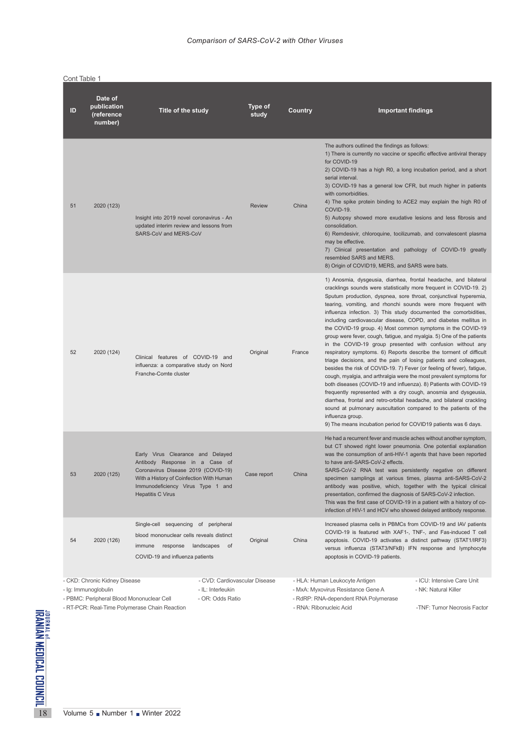Cont Table 1

| ID | Date of publication (reference number) | Title of the study | Type of study | Country | Important findings |
|---|---|---|---|---|---|
| 51 | 2020 (123) | Insight into 2019 novel coronavirus - An updated interim review and lessons from SARS-CoV and MERS-CoV | Review | China | The authors outlined the findings as follows: 1) There is currently no vaccine or specific effective antiviral therapy for COVID-19 2) COVID-19 has a high R0, a long incubation period, and a short serial interval. 3) COVID-19 has a general low CFR, but much higher in patients with comorbidities. 4) The spike protein binding to ACE2 may explain the high R0 of COVID-19. 5) Autopsy showed more exudative lesions and less fibrosis and consolidation. 6) Remdesivir, chloroquine, tocilizumab, and convalescent plasma may be effective. 7) Clinical presentation and pathology of COVID-19 greatly resembled SARS and MERS. 8) Origin of COVID19, MERS, and SARS were bats. |
| 52 | 2020 (124) | Clinical features of COVID-19 and influenza: a comparative study on Nord Franche-Comte cluster | Original | France | 1) Anosmia, dysgeusia, diarrhea, frontal headache, and bilateral cracklings sounds were statistically more frequent in COVID-19. 2) Sputum production, dyspnea, sore throat, conjunctival hyperemia, tearing, vomiting, and rhonchi sounds were more frequent with influenza infection. 3) This study documented the comorbidities, including cardiovascular disease, COPD, and diabetes mellitus in the COVID-19 group. 4) Most common symptoms in the COVID-19 group were fever, cough, fatigue, and myalgia. 5) One of the patients in the COVID-19 group presented with confusion without any respiratory symptoms. 6) Reports describe the torment of difficult triage decisions, and the pain of losing patients and colleagues, besides the risk of COVID-19. 7) Fever (or feeling of fever), fatigue, cough, myalgia, and arthralgia were the most prevalent symptoms for both diseases (COVID-19 and influenza). 8) Patients with COVID-19 frequently represented with a dry cough, anosmia and dysgeusia, diarrhea, frontal and retro-orbital headache, and bilateral crackling sound at pulmonary auscultation compared to the patients of the influenza group. 9) The means incubation period for COVID19 patients was 6 days. |
| 53 | 2020 (125) | Early Virus Clearance and Delayed Antibody Response in a Case of Coronavirus Disease 2019 (COVID-19) With a History of Coinfection With Human Immunodeficiency Virus Type 1 and Hepatitis C Virus | Case report | China | He had a recurrent fever and muscle aches without another symptom, but CT showed right lower pneumonia. One potential explanation was the consumption of anti-HIV-1 agents that have been reported to have anti-SARS-CoV-2 effects. SARS-CoV-2 RNA test was persistently negative on different specimen samplings at various times, plasma anti-SARS-CoV-2 antibody was positive, which, together with the typical clinical presentation, confirmed the diagnosis of SARS-CoV-2 infection. This was the first case of COVID-19 in a patient with a history of co-infection of HIV-1 and HCV who showed delayed antibody response. |
| 54 | 2020 (126) | Single-cell sequencing of peripheral blood mononuclear cells reveals distinct immune response landscapes of COVID-19 and influenza patients | Original | China | Increased plasma cells in PBMCs from COVID-19 and IAV patients COVID-19 is featured with XAF1-, TNF-, and Fas-induced T cell apoptosis. COVID-19 activates a distinct pathway (STAT1/IRF3) versus influenza (STAT3/NFkB) IFN response and lymphocyte apoptosis in COVID-19 patients. |

- CKD: Chronic Kidney Disease
- CVD: Cardiovascular Disease
- HLA: Human Leukocyte Antigen
- ICU: Intensive Care Unit
- Ig: Immunoglobulin
- IL: Interleukin
- MxA: Myxovirus Resistance Gene A
- NK: Natural Killer
- PBMC: Peripheral Blood Mononuclear Cell
- OR: Odds Ratio
- RdRP: RNA-dependent RNA Polymerase
- RT-PCR: Real-Time Polymerase Chain Reaction
- RNA: Ribonucleic Acid
- TNF: Tumor Necrosis Factor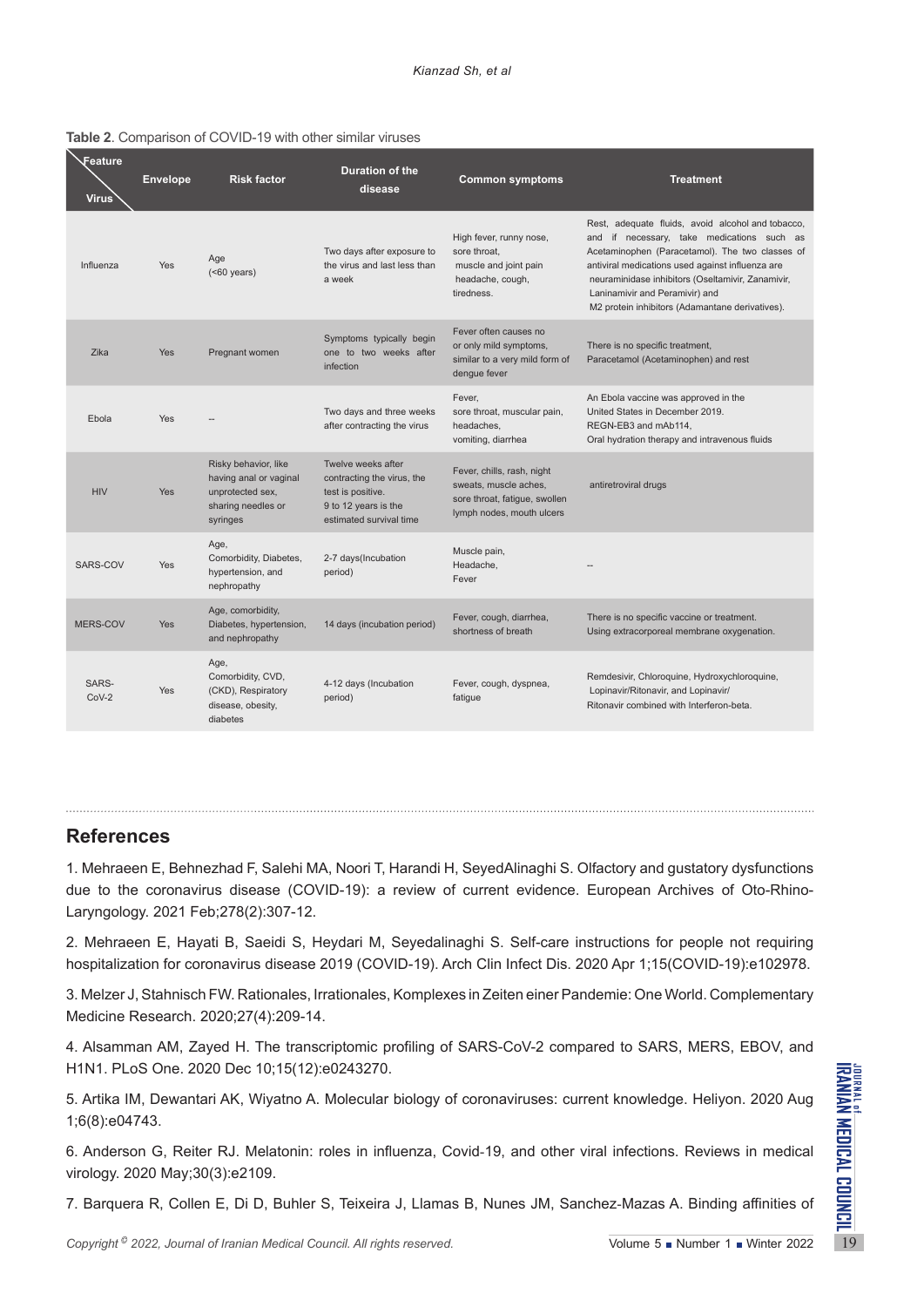**Table 2**. Comparison of COVID-19 with other similar viruses

| Feature / Virus | Envelope | Risk factor | Duration of the disease | Common symptoms | Treatment |
|---|---|---|---|---|---|
| Influenza | Yes | Age (<60 years) | Two days after exposure to the virus and last less than a week | High fever, runny nose, sore throat, muscle and joint pain headache, cough, tiredness. | Rest, adequate fluids, avoid alcohol and tobacco, and if necessary, take medications such as Acetaminophen (Paracetamol). The two classes of antiviral medications used against influenza are neuraminidase inhibitors (Oseltamivir, Zanamivir, Laninamivir and Peramivir) and M2 protein inhibitors (Adamantane derivatives). |
| Zika | Yes | Pregnant women | Symptoms typically begin one to two weeks after infection | Fever often causes no or only mild symptoms, similar to a very mild form of dengue fever | There is no specific treatment, Paracetamol (Acetaminophen) and rest |
| Ebola | Yes | -- | Two days and three weeks after contracting the virus | Fever, sore throat, muscular pain, headaches, vomiting, diarrhea | An Ebola vaccine was approved in the United States in December 2019. REGN-EB3 and mAb114, Oral hydration therapy and intravenous fluids |
| HIV | Yes | Risky behavior, like having anal or vaginal unprotected sex, sharing needles or syringes | Twelve weeks after contracting the virus, the test is positive. 9 to 12 years is the estimated survival time | Fever, chills, rash, night sweats, muscle aches, sore throat, fatigue, swollen lymph nodes, mouth ulcers | antiretroviral drugs |
| SARS-COV | Yes | Age, Comorbidity, Diabetes, hypertension, and nephropathy | 2-7 days(Incubation period) | Muscle pain, Headache, Fever | -- |
| MERS-COV | Yes | Age, comorbidity, Diabetes, hypertension, and nephropathy | 14 days (incubation period) | Fever, cough, diarrhea, shortness of breath | There is no specific vaccine or treatment. Using extracorporeal membrane oxygenation. |
| SARS-CoV-2 | Yes | Age, Comorbidity, CVD, (CKD), Respiratory disease, obesity, diabetes | 4-12 days (Incubation period) | Fever, cough, dyspnea, fatigue | Remdesivir, Chloroquine, Hydroxychloroquine, Lopinavir/Ritonavir, and Lopinavir/ Ritonavir combined with Interferon-beta. |

## References

1. Mehraeen E, Behnezhad F, Salehi MA, Noori T, Harandi H, SeyedAlinaghi S. Olfactory and gustatory dysfunctions due to the coronavirus disease (COVID-19): a review of current evidence. European Archives of Oto-Rhino-Laryngology. 2021 Feb;278(2):307-12.

2. Mehraeen E, Hayati B, Saeidi S, Heydari M, Seyedalinaghi S. Self-care instructions for people not requiring hospitalization for coronavirus disease 2019 (COVID-19). Arch Clin Infect Dis. 2020 Apr 1;15(COVID-19):e102978.

3. Melzer J, Stahnisch FW. Rationales, Irrationales, Komplexes in Zeiten einer Pandemie: One World. Complementary Medicine Research. 2020;27(4):209-14.

4. Alsamman AM, Zayed H. The transcriptomic profiling of SARS-CoV-2 compared to SARS, MERS, EBOV, and H1N1. PLoS One. 2020 Dec 10;15(12):e0243270.

5. Artika IM, Dewantari AK, Wiyatno A. Molecular biology of coronaviruses: current knowledge. Heliyon. 2020 Aug 1;6(8):e04743.

6. Anderson G, Reiter RJ. Melatonin: roles in influenza, Covid-19, and other viral infections. Reviews in medical virology. 2020 May;30(3):e2109.

7. Barquera R, Collen E, Di D, Buhler S, Teixeira J, Llamas B, Nunes JM, Sanchez-Mazas A. Binding affinities of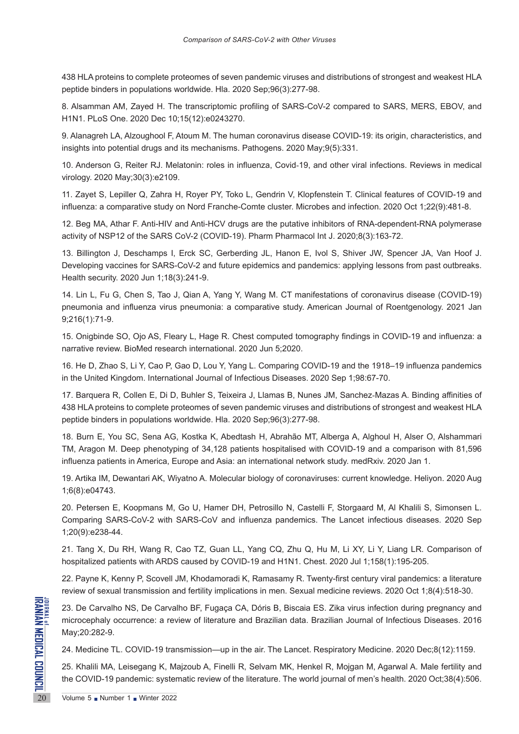438 HLA proteins to complete proteomes of seven pandemic viruses and distributions of strongest and weakest HLA peptide binders in populations worldwide. Hla. 2020 Sep;96(3):277-98.

8. Alsamman AM, Zayed H. The transcriptomic profiling of SARS-CoV-2 compared to SARS, MERS, EBOV, and H1N1. PLoS One. 2020 Dec 10;15(12):e0243270.

9. Alanagreh LA, Alzoughool F, Atoum M. The human coronavirus disease COVID-19: its origin, characteristics, and insights into potential drugs and its mechanisms. Pathogens. 2020 May;9(5):331.

10. Anderson G, Reiter RJ. Melatonin: roles in influenza, Covid-19, and other viral infections. Reviews in medical virology. 2020 May;30(3):e2109.

11. Zayet S, Lepiller Q, Zahra H, Royer PY, Toko L, Gendrin V, Klopfenstein T. Clinical features of COVID-19 and influenza: a comparative study on Nord Franche-Comte cluster. Microbes and infection. 2020 Oct 1;22(9):481-8.

12. Beg MA, Athar F. Anti-HIV and Anti-HCV drugs are the putative inhibitors of RNA-dependent-RNA polymerase activity of NSP12 of the SARS CoV-2 (COVID-19). Pharm Pharmacol Int J. 2020;8(3):163-72.

13. Billington J, Deschamps I, Erck SC, Gerberding JL, Hanon E, Ivol S, Shiver JW, Spencer JA, Van Hoof J. Developing vaccines for SARS-CoV-2 and future epidemics and pandemics: applying lessons from past outbreaks. Health security. 2020 Jun 1;18(3):241-9.

14. Lin L, Fu G, Chen S, Tao J, Qian A, Yang Y, Wang M. CT manifestations of coronavirus disease (COVID-19) pneumonia and influenza virus pneumonia: a comparative study. American Journal of Roentgenology. 2021 Jan 9;216(1):71-9.

15. Onigbinde SO, Ojo AS, Fleary L, Hage R. Chest computed tomography findings in COVID-19 and influenza: a narrative review. BioMed research international. 2020 Jun 5;2020.

16. He D, Zhao S, Li Y, Cao P, Gao D, Lou Y, Yang L. Comparing COVID-19 and the 1918–19 influenza pandemics in the United Kingdom. International Journal of Infectious Diseases. 2020 Sep 1;98:67-70.

17. Barquera R, Collen E, Di D, Buhler S, Teixeira J, Llamas B, Nunes JM, Sanchez-Mazas A. Binding affinities of 438 HLA proteins to complete proteomes of seven pandemic viruses and distributions of strongest and weakest HLA peptide binders in populations worldwide. Hla. 2020 Sep;96(3):277-98.

18. Burn E, You SC, Sena AG, Kostka K, Abedtash H, Abrahão MT, Alberga A, Alghoul H, Alser O, Alshammari TM, Aragon M. Deep phenotyping of 34,128 patients hospitalised with COVID-19 and a comparison with 81,596 influenza patients in America, Europe and Asia: an international network study. medRxiv. 2020 Jan 1.

19. Artika IM, Dewantari AK, Wiyatno A. Molecular biology of coronaviruses: current knowledge. Heliyon. 2020 Aug 1;6(8):e04743.

20. Petersen E, Koopmans M, Go U, Hamer DH, Petrosillo N, Castelli F, Storgaard M, Al Khalili S, Simonsen L. Comparing SARS-CoV-2 with SARS-CoV and influenza pandemics. The Lancet infectious diseases. 2020 Sep 1;20(9):e238-44.

21. Tang X, Du RH, Wang R, Cao TZ, Guan LL, Yang CQ, Zhu Q, Hu M, Li XY, Li Y, Liang LR. Comparison of hospitalized patients with ARDS caused by COVID-19 and H1N1. Chest. 2020 Jul 1;158(1):195-205.

22. Payne K, Kenny P, Scovell JM, Khodamoradi K, Ramasamy R. Twenty-first century viral pandemics: a literature review of sexual transmission and fertility implications in men. Sexual medicine reviews. 2020 Oct 1;8(4):518-30.

23. De Carvalho NS, De Carvalho BF, Fugaça CA, Dóris B, Biscaia ES. Zika virus infection during pregnancy and microcephaly occurrence: a review of literature and Brazilian data. Brazilian Journal of Infectious Diseases. 2016 May;20:282-9.

24. Medicine TL. COVID-19 transmission—up in the air. The Lancet. Respiratory Medicine. 2020 Dec;8(12):1159.

25. Khalili MA, Leisegang K, Majzoub A, Finelli R, Selvam MK, Henkel R, Mojgan M, Agarwal A. Male fertility and the COVID-19 pandemic: systematic review of the literature. The world journal of men's health. 2020 Oct;38(4):506.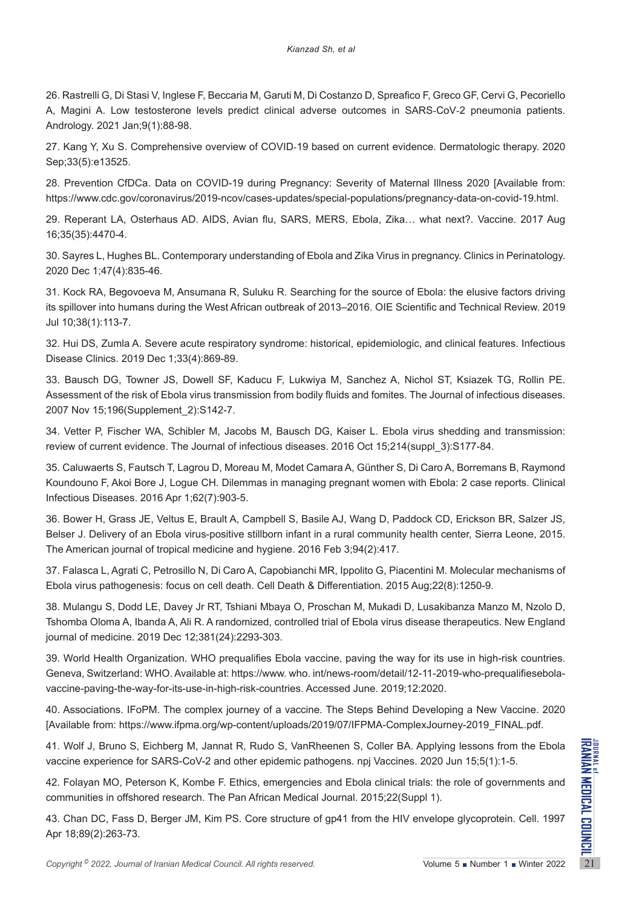26. Rastrelli G, Di Stasi V, Inglese F, Beccaria M, Garuti M, Di Costanzo D, Spreafico F, Greco GF, Cervi G, Pecoriello A, Magini A. Low testosterone levels predict clinical adverse outcomes in SARS-CoV-2 pneumonia patients. Andrology. 2021 Jan;9(1):88-98.

27. Kang Y, Xu S. Comprehensive overview of COVID-19 based on current evidence. Dermatologic therapy. 2020 Sep;33(5):e13525.

28. Prevention CfDCa. Data on COVID-19 during Pregnancy: Severity of Maternal Illness 2020 [Available from: https://www.cdc.gov/coronavirus/2019-ncov/cases-updates/special-populations/pregnancy-data-on-covid-19.html.

29. Reperant LA, Osterhaus AD. AIDS, Avian flu, SARS, MERS, Ebola, Zika… what next?. Vaccine. 2017 Aug 16;35(35):4470-4.

30. Sayres L, Hughes BL. Contemporary understanding of Ebola and Zika Virus in pregnancy. Clinics in Perinatology. 2020 Dec 1;47(4):835-46.

31. Kock RA, Begovoeva M, Ansumana R, Suluku R. Searching for the source of Ebola: the elusive factors driving its spillover into humans during the West African outbreak of 2013–2016. OIE Scientific and Technical Review. 2019 Jul 10;38(1):113-7.

32. Hui DS, Zumla A. Severe acute respiratory syndrome: historical, epidemiologic, and clinical features. Infectious Disease Clinics. 2019 Dec 1;33(4):869-89.

33. Bausch DG, Towner JS, Dowell SF, Kaducu F, Lukwiya M, Sanchez A, Nichol ST, Ksiazek TG, Rollin PE. Assessment of the risk of Ebola virus transmission from bodily fluids and fomites. The Journal of infectious diseases. 2007 Nov 15;196(Supplement_2):S142-7.

34. Vetter P, Fischer WA, Schibler M, Jacobs M, Bausch DG, Kaiser L. Ebola virus shedding and transmission: review of current evidence. The Journal of infectious diseases. 2016 Oct 15;214(suppl_3):S177-84.

35. Caluwaerts S, Fautsch T, Lagrou D, Moreau M, Modet Camara A, Günther S, Di Caro A, Borremans B, Raymond Koundouno F, Akoi Bore J, Logue CH. Dilemmas in managing pregnant women with Ebola: 2 case reports. Clinical Infectious Diseases. 2016 Apr 1;62(7):903-5.

36. Bower H, Grass JE, Veltus E, Brault A, Campbell S, Basile AJ, Wang D, Paddock CD, Erickson BR, Salzer JS, Belser J. Delivery of an Ebola virus-positive stillborn infant in a rural community health center, Sierra Leone, 2015. The American journal of tropical medicine and hygiene. 2016 Feb 3;94(2):417.

37. Falasca L, Agrati C, Petrosillo N, Di Caro A, Capobianchi MR, Ippolito G, Piacentini M. Molecular mechanisms of Ebola virus pathogenesis: focus on cell death. Cell Death & Differentiation. 2015 Aug;22(8):1250-9.

38. Mulangu S, Dodd LE, Davey Jr RT, Tshiani Mbaya O, Proschan M, Mukadi D, Lusakibanza Manzo M, Nzolo D, Tshomba Oloma A, Ibanda A, Ali R. A randomized, controlled trial of Ebola virus disease therapeutics. New England journal of medicine. 2019 Dec 12;381(24):2293-303.

39. World Health Organization. WHO prequalifies Ebola vaccine, paving the way for its use in high-risk countries. Geneva, Switzerland: WHO. Available at: https://www. who. int/news-room/detail/12-11-2019-who-prequalifiesebola-vaccine-paving-the-way-for-its-use-in-high-risk-countries. Accessed June. 2019;12:2020.

40. Associations. IFoPM. The complex journey of a vaccine. The Steps Behind Developing a New Vaccine. 2020 [Available from: https://www.ifpma.org/wp-content/uploads/2019/07/IFPMA-ComplexJourney-2019_FINAL.pdf.

41. Wolf J, Bruno S, Eichberg M, Jannat R, Rudo S, VanRheenen S, Coller BA. Applying lessons from the Ebola vaccine experience for SARS-CoV-2 and other epidemic pathogens. npj Vaccines. 2020 Jun 15;5(1):1-5.

42. Folayan MO, Peterson K, Kombe F. Ethics, emergencies and Ebola clinical trials: the role of governments and communities in offshored research. The Pan African Medical Journal. 2015;22(Suppl 1).

43. Chan DC, Fass D, Berger JM, Kim PS. Core structure of gp41 from the HIV envelope glycoprotein. Cell. 1997 Apr 18;89(2):263-73.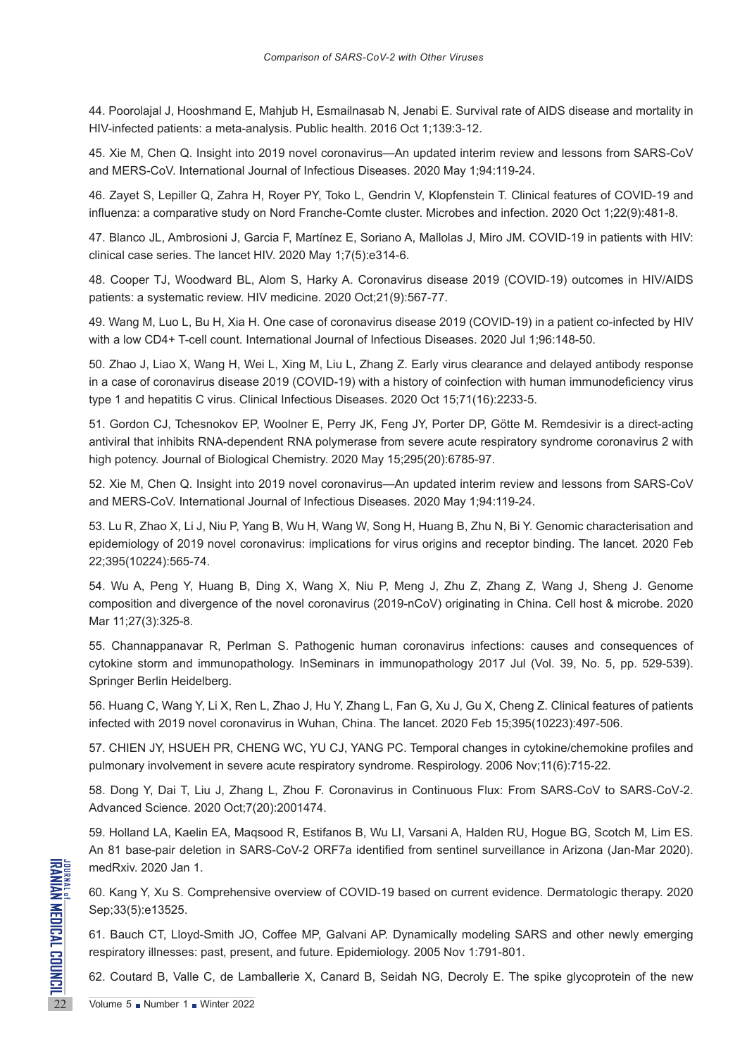44. Poorolajal J, Hooshmand E, Mahjub H, Esmailnasab N, Jenabi E. Survival rate of AIDS disease and mortality in HIV-infected patients: a meta-analysis. Public health. 2016 Oct 1;139:3-12.

45. Xie M, Chen Q. Insight into 2019 novel coronavirus—An updated interim review and lessons from SARS-CoV and MERS-CoV. International Journal of Infectious Diseases. 2020 May 1;94:119-24.

46. Zayet S, Lepiller Q, Zahra H, Royer PY, Toko L, Gendrin V, Klopfenstein T. Clinical features of COVID-19 and influenza: a comparative study on Nord Franche-Comte cluster. Microbes and infection. 2020 Oct 1;22(9):481-8.

47. Blanco JL, Ambrosioni J, Garcia F, Martínez E, Soriano A, Mallolas J, Miro JM. COVID-19 in patients with HIV: clinical case series. The lancet HIV. 2020 May 1;7(5):e314-6.

48. Cooper TJ, Woodward BL, Alom S, Harky A. Coronavirus disease 2019 (COVID‐19) outcomes in HIV/AIDS patients: a systematic review. HIV medicine. 2020 Oct;21(9):567-77.

49. Wang M, Luo L, Bu H, Xia H. One case of coronavirus disease 2019 (COVID-19) in a patient co-infected by HIV with a low CD4+ T-cell count. International Journal of Infectious Diseases. 2020 Jul 1;96:148-50.

50. Zhao J, Liao X, Wang H, Wei L, Xing M, Liu L, Zhang Z. Early virus clearance and delayed antibody response in a case of coronavirus disease 2019 (COVID-19) with a history of coinfection with human immunodeficiency virus type 1 and hepatitis C virus. Clinical Infectious Diseases. 2020 Oct 15;71(16):2233-5.

51. Gordon CJ, Tchesnokov EP, Woolner E, Perry JK, Feng JY, Porter DP, Götte M. Remdesivir is a direct-acting antiviral that inhibits RNA-dependent RNA polymerase from severe acute respiratory syndrome coronavirus 2 with high potency. Journal of Biological Chemistry. 2020 May 15;295(20):6785-97.

52. Xie M, Chen Q. Insight into 2019 novel coronavirus—An updated interim review and lessons from SARS-CoV and MERS-CoV. International Journal of Infectious Diseases. 2020 May 1;94:119-24.

53. Lu R, Zhao X, Li J, Niu P, Yang B, Wu H, Wang W, Song H, Huang B, Zhu N, Bi Y. Genomic characterisation and epidemiology of 2019 novel coronavirus: implications for virus origins and receptor binding. The lancet. 2020 Feb 22;395(10224):565-74.

54. Wu A, Peng Y, Huang B, Ding X, Wang X, Niu P, Meng J, Zhu Z, Zhang Z, Wang J, Sheng J. Genome composition and divergence of the novel coronavirus (2019-nCoV) originating in China. Cell host & microbe. 2020 Mar 11;27(3):325-8.

55. Channappanavar R, Perlman S. Pathogenic human coronavirus infections: causes and consequences of cytokine storm and immunopathology. InSeminars in immunopathology 2017 Jul (Vol. 39, No. 5, pp. 529-539). Springer Berlin Heidelberg.

56. Huang C, Wang Y, Li X, Ren L, Zhao J, Hu Y, Zhang L, Fan G, Xu J, Gu X, Cheng Z. Clinical features of patients infected with 2019 novel coronavirus in Wuhan, China. The lancet. 2020 Feb 15;395(10223):497-506.

57. CHIEN JY, HSUEH PR, CHENG WC, YU CJ, YANG PC. Temporal changes in cytokine/chemokine profiles and pulmonary involvement in severe acute respiratory syndrome. Respirology. 2006 Nov;11(6):715-22.

58. Dong Y, Dai T, Liu J, Zhang L, Zhou F. Coronavirus in Continuous Flux: From SARS‐CoV to SARS‐CoV‐2. Advanced Science. 2020 Oct;7(20):2001474.

59. Holland LA, Kaelin EA, Maqsood R, Estifanos B, Wu LI, Varsani A, Halden RU, Hogue BG, Scotch M, Lim ES. An 81 base-pair deletion in SARS-CoV-2 ORF7a identified from sentinel surveillance in Arizona (Jan-Mar 2020). medRxiv. 2020 Jan 1.

60. Kang Y, Xu S. Comprehensive overview of COVID‐19 based on current evidence. Dermatologic therapy. 2020 Sep;33(5):e13525.

61. Bauch CT, Lloyd-Smith JO, Coffee MP, Galvani AP. Dynamically modeling SARS and other newly emerging respiratory illnesses: past, present, and future. Epidemiology. 2005 Nov 1:791-801.

62. Coutard B, Valle C, de Lamballerie X, Canard B, Seidah NG, Decroly E. The spike glycoprotein of the new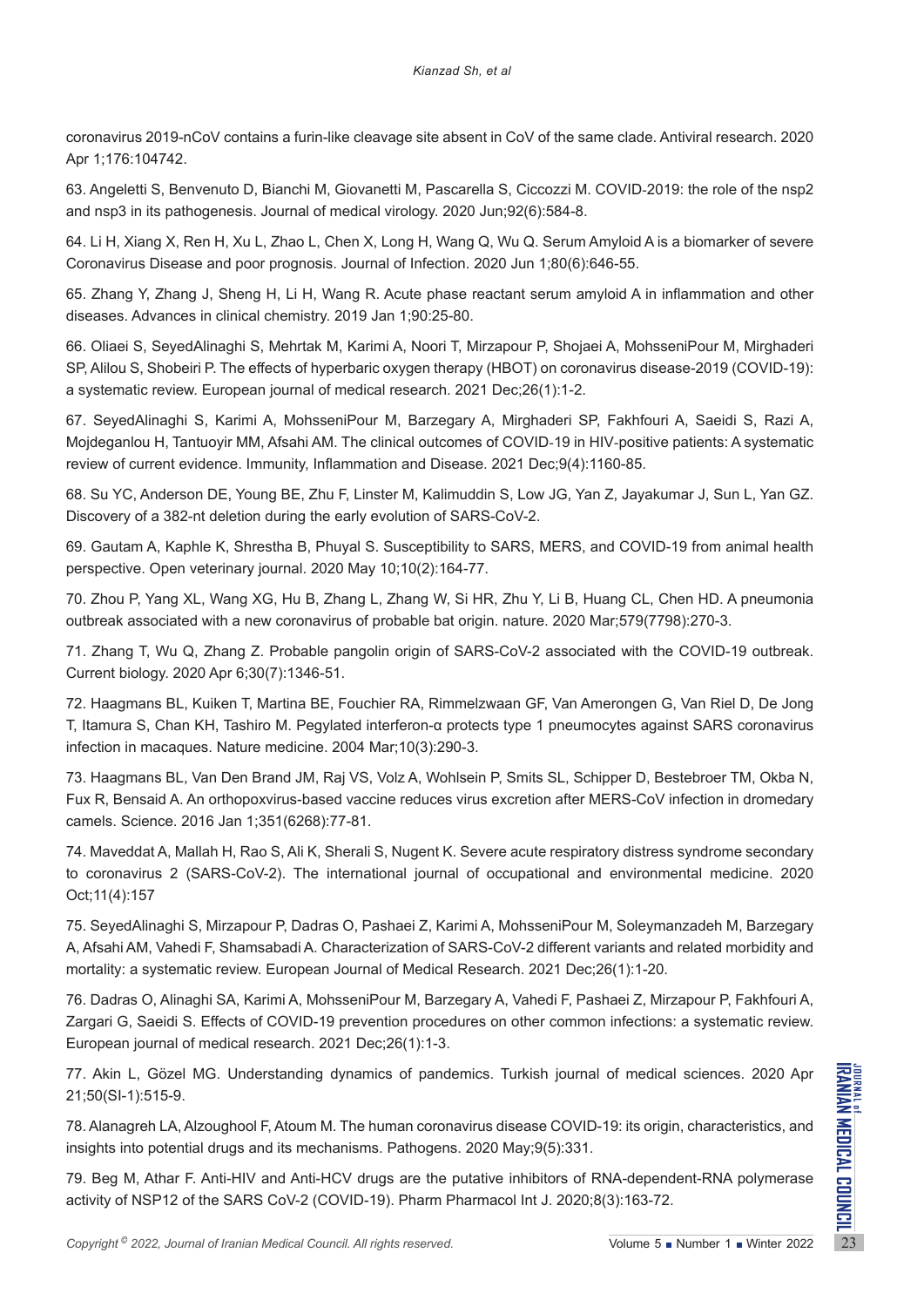coronavirus 2019-nCoV contains a furin-like cleavage site absent in CoV of the same clade. Antiviral research. 2020 Apr 1;176:104742.

63. Angeletti S, Benvenuto D, Bianchi M, Giovanetti M, Pascarella S, Ciccozzi M. COVID-2019: the role of the nsp2 and nsp3 in its pathogenesis. Journal of medical virology. 2020 Jun;92(6):584-8.

64. Li H, Xiang X, Ren H, Xu L, Zhao L, Chen X, Long H, Wang Q, Wu Q. Serum Amyloid A is a biomarker of severe Coronavirus Disease and poor prognosis. Journal of Infection. 2020 Jun 1;80(6):646-55.

65. Zhang Y, Zhang J, Sheng H, Li H, Wang R. Acute phase reactant serum amyloid A in inflammation and other diseases. Advances in clinical chemistry. 2019 Jan 1;90:25-80.

66. Oliaei S, SeyedAlinaghi S, Mehrtak M, Karimi A, Noori T, Mirzapour P, Shojaei A, MohsseniPour M, Mirghaderi SP, Alilou S, Shobeiri P. The effects of hyperbaric oxygen therapy (HBOT) on coronavirus disease-2019 (COVID-19): a systematic review. European journal of medical research. 2021 Dec;26(1):1-2.

67. SeyedAlinaghi S, Karimi A, MohsseniPour M, Barzegary A, Mirghaderi SP, Fakhfouri A, Saeidi S, Razi A, Mojdeganlou H, Tantuoyir MM, Afsahi AM. The clinical outcomes of COVID-19 in HIV-positive patients: A systematic review of current evidence. Immunity, Inflammation and Disease. 2021 Dec;9(4):1160-85.

68. Su YC, Anderson DE, Young BE, Zhu F, Linster M, Kalimuddin S, Low JG, Yan Z, Jayakumar J, Sun L, Yan GZ. Discovery of a 382-nt deletion during the early evolution of SARS-CoV-2.

69. Gautam A, Kaphle K, Shrestha B, Phuyal S. Susceptibility to SARS, MERS, and COVID-19 from animal health perspective. Open veterinary journal. 2020 May 10;10(2):164-77.

70. Zhou P, Yang XL, Wang XG, Hu B, Zhang L, Zhang W, Si HR, Zhu Y, Li B, Huang CL, Chen HD. A pneumonia outbreak associated with a new coronavirus of probable bat origin. nature. 2020 Mar;579(7798):270-3.

71. Zhang T, Wu Q, Zhang Z. Probable pangolin origin of SARS-CoV-2 associated with the COVID-19 outbreak. Current biology. 2020 Apr 6;30(7):1346-51.

72. Haagmans BL, Kuiken T, Martina BE, Fouchier RA, Rimmelzwaan GF, Van Amerongen G, Van Riel D, De Jong T, Itamura S, Chan KH, Tashiro M. Pegylated interferon-α protects type 1 pneumocytes against SARS coronavirus infection in macaques. Nature medicine. 2004 Mar;10(3):290-3.

73. Haagmans BL, Van Den Brand JM, Raj VS, Volz A, Wohlsein P, Smits SL, Schipper D, Bestebroer TM, Okba N, Fux R, Bensaid A. An orthopoxvirus-based vaccine reduces virus excretion after MERS-CoV infection in dromedary camels. Science. 2016 Jan 1;351(6268):77-81.

74. Maveddat A, Mallah H, Rao S, Ali K, Sherali S, Nugent K. Severe acute respiratory distress syndrome secondary to coronavirus 2 (SARS-CoV-2). The international journal of occupational and environmental medicine. 2020 Oct;11(4):157

75. SeyedAlinaghi S, Mirzapour P, Dadras O, Pashaei Z, Karimi A, MohsseniPour M, Soleymanzadeh M, Barzegary A, Afsahi AM, Vahedi F, Shamsabadi A. Characterization of SARS-CoV-2 different variants and related morbidity and mortality: a systematic review. European Journal of Medical Research. 2021 Dec;26(1):1-20.

76. Dadras O, Alinaghi SA, Karimi A, MohsseniPour M, Barzegary A, Vahedi F, Pashaei Z, Mirzapour P, Fakhfouri A, Zargari G, Saeidi S. Effects of COVID-19 prevention procedures on other common infections: a systematic review. European journal of medical research. 2021 Dec;26(1):1-3.

77. Akin L, Gözel MG. Understanding dynamics of pandemics. Turkish journal of medical sciences. 2020 Apr 21;50(SI-1):515-9.

78. Alanagreh LA, Alzoughool F, Atoum M. The human coronavirus disease COVID-19: its origin, characteristics, and insights into potential drugs and its mechanisms. Pathogens. 2020 May;9(5):331.

79. Beg M, Athar F. Anti-HIV and Anti-HCV drugs are the putative inhibitors of RNA-dependent-RNA polymerase activity of NSP12 of the SARS CoV-2 (COVID-19). Pharm Pharmacol Int J. 2020;8(3):163-72.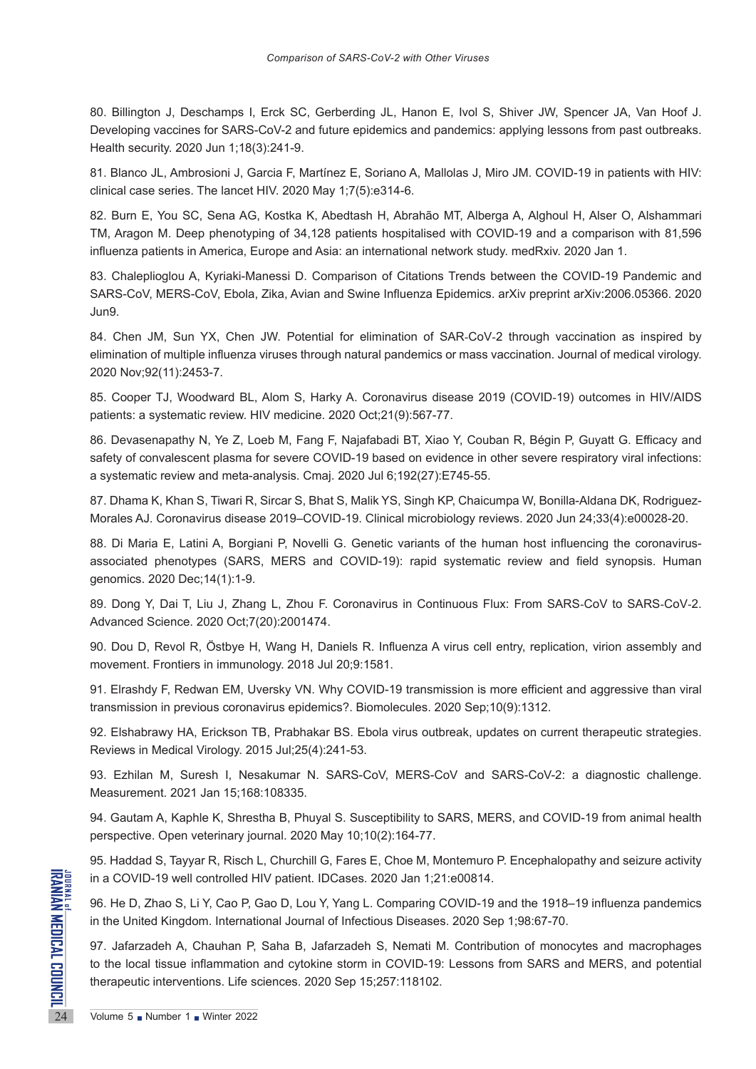80. Billington J, Deschamps I, Erck SC, Gerberding JL, Hanon E, Ivol S, Shiver JW, Spencer JA, Van Hoof J. Developing vaccines for SARS-CoV-2 and future epidemics and pandemics: applying lessons from past outbreaks. Health security. 2020 Jun 1;18(3):241-9.

81. Blanco JL, Ambrosioni J, Garcia F, Martínez E, Soriano A, Mallolas J, Miro JM. COVID-19 in patients with HIV: clinical case series. The lancet HIV. 2020 May 1;7(5):e314-6.

82. Burn E, You SC, Sena AG, Kostka K, Abedtash H, Abrahão MT, Alberga A, Alghoul H, Alser O, Alshammari TM, Aragon M. Deep phenotyping of 34,128 patients hospitalised with COVID-19 and a comparison with 81,596 influenza patients in America, Europe and Asia: an international network study. medRxiv. 2020 Jan 1.

83. Chaleplioglou A, Kyriaki-Manessi D. Comparison of Citations Trends between the COVID-19 Pandemic and SARS-CoV, MERS-CoV, Ebola, Zika, Avian and Swine Influenza Epidemics. arXiv preprint arXiv:2006.05366. 2020 Jun9.

84. Chen JM, Sun YX, Chen JW. Potential for elimination of SAR-CoV-2 through vaccination as inspired by elimination of multiple influenza viruses through natural pandemics or mass vaccination. Journal of medical virology. 2020 Nov;92(11):2453-7.

85. Cooper TJ, Woodward BL, Alom S, Harky A. Coronavirus disease 2019 (COVID-19) outcomes in HIV/AIDS patients: a systematic review. HIV medicine. 2020 Oct;21(9):567-77.

86. Devasenapathy N, Ye Z, Loeb M, Fang F, Najafabadi BT, Xiao Y, Couban R, Bégin P, Guyatt G. Efficacy and safety of convalescent plasma for severe COVID-19 based on evidence in other severe respiratory viral infections: a systematic review and meta-analysis. Cmaj. 2020 Jul 6;192(27):E745-55.

87. Dhama K, Khan S, Tiwari R, Sircar S, Bhat S, Malik YS, Singh KP, Chaicumpa W, Bonilla-Aldana DK, Rodriguez-Morales AJ. Coronavirus disease 2019–COVID-19. Clinical microbiology reviews. 2020 Jun 24;33(4):e00028-20.

88. Di Maria E, Latini A, Borgiani P, Novelli G. Genetic variants of the human host influencing the coronavirus-associated phenotypes (SARS, MERS and COVID-19): rapid systematic review and field synopsis. Human genomics. 2020 Dec;14(1):1-9.

89. Dong Y, Dai T, Liu J, Zhang L, Zhou F. Coronavirus in Continuous Flux: From SARS-CoV to SARS-CoV-2. Advanced Science. 2020 Oct;7(20):2001474.

90. Dou D, Revol R, Östbye H, Wang H, Daniels R. Influenza A virus cell entry, replication, virion assembly and movement. Frontiers in immunology. 2018 Jul 20;9:1581.

91. Elrashdy F, Redwan EM, Uversky VN. Why COVID-19 transmission is more efficient and aggressive than viral transmission in previous coronavirus epidemics?. Biomolecules. 2020 Sep;10(9):1312.

92. Elshabrawy HA, Erickson TB, Prabhakar BS. Ebola virus outbreak, updates on current therapeutic strategies. Reviews in Medical Virology. 2015 Jul;25(4):241-53.

93. Ezhilan M, Suresh I, Nesakumar N. SARS-CoV, MERS-CoV and SARS-CoV-2: a diagnostic challenge. Measurement. 2021 Jan 15;168:108335.

94. Gautam A, Kaphle K, Shrestha B, Phuyal S. Susceptibility to SARS, MERS, and COVID-19 from animal health perspective. Open veterinary journal. 2020 May 10;10(2):164-77.

95. Haddad S, Tayyar R, Risch L, Churchill G, Fares E, Choe M, Montemuro P. Encephalopathy and seizure activity in a COVID-19 well controlled HIV patient. IDCases. 2020 Jan 1;21:e00814.

96. He D, Zhao S, Li Y, Cao P, Gao D, Lou Y, Yang L. Comparing COVID-19 and the 1918–19 influenza pandemics in the United Kingdom. International Journal of Infectious Diseases. 2020 Sep 1;98:67-70.

97. Jafarzadeh A, Chauhan P, Saha B, Jafarzadeh S, Nemati M. Contribution of monocytes and macrophages to the local tissue inflammation and cytokine storm in COVID-19: Lessons from SARS and MERS, and potential therapeutic interventions. Life sciences. 2020 Sep 15;257:118102.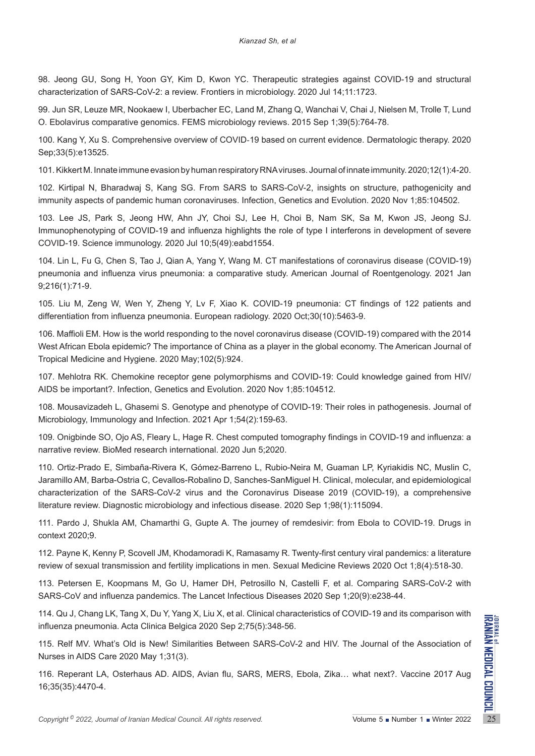98. Jeong GU, Song H, Yoon GY, Kim D, Kwon YC. Therapeutic strategies against COVID-19 and structural characterization of SARS-CoV-2: a review. Frontiers in microbiology. 2020 Jul 14;11:1723.

99. Jun SR, Leuze MR, Nookaew I, Uberbacher EC, Land M, Zhang Q, Wanchai V, Chai J, Nielsen M, Trolle T, Lund O. Ebolavirus comparative genomics. FEMS microbiology reviews. 2015 Sep 1;39(5):764-78.

100. Kang Y, Xu S. Comprehensive overview of COVID-19 based on current evidence. Dermatologic therapy. 2020 Sep;33(5):e13525.

101. Kikkert M. Innate immune evasion by human respiratory RNA viruses. Journal of innate immunity. 2020;12(1):4-20.

102. Kirtipal N, Bharadwaj S, Kang SG. From SARS to SARS-CoV-2, insights on structure, pathogenicity and immunity aspects of pandemic human coronaviruses. Infection, Genetics and Evolution. 2020 Nov 1;85:104502.

103. Lee JS, Park S, Jeong HW, Ahn JY, Choi SJ, Lee H, Choi B, Nam SK, Sa M, Kwon JS, Jeong SJ. Immunophenotyping of COVID-19 and influenza highlights the role of type I interferons in development of severe COVID-19. Science immunology. 2020 Jul 10;5(49):eabd1554.

104. Lin L, Fu G, Chen S, Tao J, Qian A, Yang Y, Wang M. CT manifestations of coronavirus disease (COVID-19) pneumonia and influenza virus pneumonia: a comparative study. American Journal of Roentgenology. 2021 Jan 9;216(1):71-9.

105. Liu M, Zeng W, Wen Y, Zheng Y, Lv F, Xiao K. COVID-19 pneumonia: CT findings of 122 patients and differentiation from influenza pneumonia. European radiology. 2020 Oct;30(10):5463-9.

106. Maffioli EM. How is the world responding to the novel coronavirus disease (COVID-19) compared with the 2014 West African Ebola epidemic? The importance of China as a player in the global economy. The American Journal of Tropical Medicine and Hygiene. 2020 May;102(5):924.

107. Mehlotra RK. Chemokine receptor gene polymorphisms and COVID-19: Could knowledge gained from HIV/AIDS be important?. Infection, Genetics and Evolution. 2020 Nov 1;85:104512.

108. Mousavizadeh L, Ghasemi S. Genotype and phenotype of COVID-19: Their roles in pathogenesis. Journal of Microbiology, Immunology and Infection. 2021 Apr 1;54(2):159-63.

109. Onigbinde SO, Ojo AS, Fleary L, Hage R. Chest computed tomography findings in COVID-19 and influenza: a narrative review. BioMed research international. 2020 Jun 5;2020.

110. Ortiz-Prado E, Simbaña-Rivera K, Gómez-Barreno L, Rubio-Neira M, Guaman LP, Kyriakidis NC, Muslin C, Jaramillo AM, Barba-Ostria C, Cevallos-Robalino D, Sanches-SanMiguel H. Clinical, molecular, and epidemiological characterization of the SARS-CoV-2 virus and the Coronavirus Disease 2019 (COVID-19), a comprehensive literature review. Diagnostic microbiology and infectious disease. 2020 Sep 1;98(1):115094.

111. Pardo J, Shukla AM, Chamarthi G, Gupte A. The journey of remdesivir: from Ebola to COVID-19. Drugs in context 2020;9.

112. Payne K, Kenny P, Scovell JM, Khodamoradi K, Ramasamy R. Twenty-first century viral pandemics: a literature review of sexual transmission and fertility implications in men. Sexual Medicine Reviews 2020 Oct 1;8(4):518-30.

113. Petersen E, Koopmans M, Go U, Hamer DH, Petrosillo N, Castelli F, et al. Comparing SARS-CoV-2 with SARS-CoV and influenza pandemics. The Lancet Infectious Diseases 2020 Sep 1;20(9):e238-44.

114. Qu J, Chang LK, Tang X, Du Y, Yang X, Liu X, et al. Clinical characteristics of COVID-19 and its comparison with influenza pneumonia. Acta Clinica Belgica 2020 Sep 2;75(5):348-56.

115. Relf MV. What's Old is New! Similarities Between SARS-CoV-2 and HIV. The Journal of the Association of Nurses in AIDS Care 2020 May 1;31(3).

116. Reperant LA, Osterhaus AD. AIDS, Avian flu, SARS, MERS, Ebola, Zika… what next?. Vaccine 2017 Aug 16;35(35):4470-4.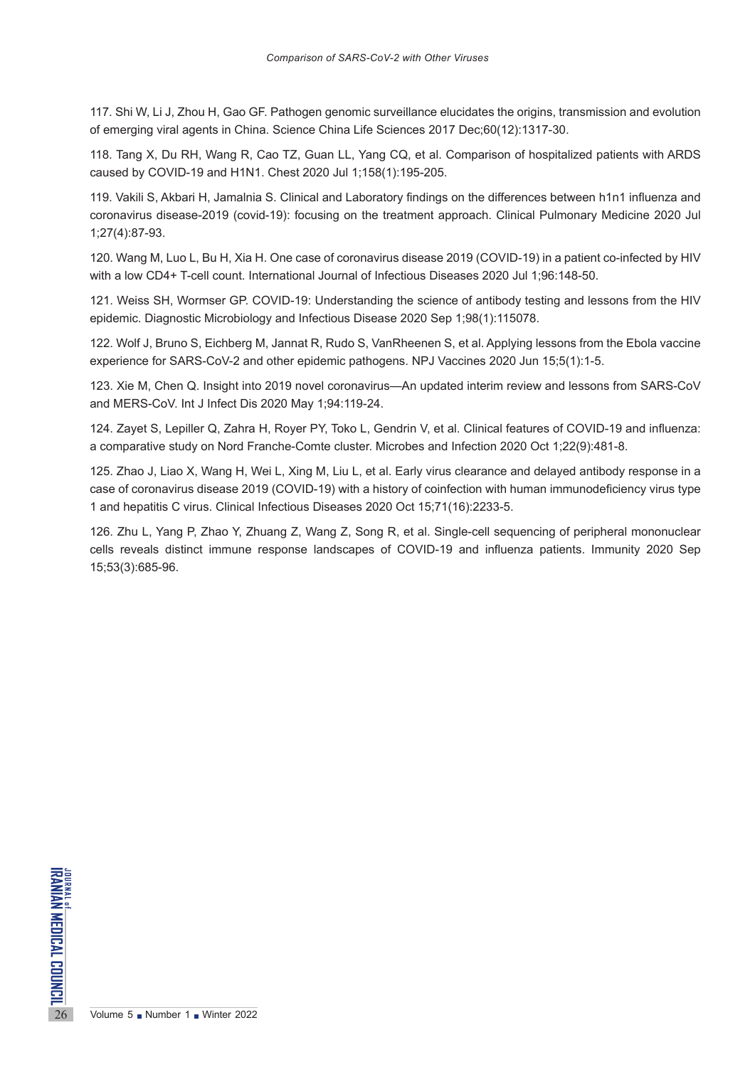117. Shi W, Li J, Zhou H, Gao GF. Pathogen genomic surveillance elucidates the origins, transmission and evolution of emerging viral agents in China. Science China Life Sciences 2017 Dec;60(12):1317-30.

118. Tang X, Du RH, Wang R, Cao TZ, Guan LL, Yang CQ, et al. Comparison of hospitalized patients with ARDS caused by COVID-19 and H1N1. Chest 2020 Jul 1;158(1):195-205.

119. Vakili S, Akbari H, Jamalnia S. Clinical and Laboratory findings on the differences between h1n1 influenza and coronavirus disease-2019 (covid-19): focusing on the treatment approach. Clinical Pulmonary Medicine 2020 Jul 1;27(4):87-93.

120. Wang M, Luo L, Bu H, Xia H. One case of coronavirus disease 2019 (COVID-19) in a patient co-infected by HIV with a low CD4+ T-cell count. International Journal of Infectious Diseases 2020 Jul 1;96:148-50.

121. Weiss SH, Wormser GP. COVID-19: Understanding the science of antibody testing and lessons from the HIV epidemic. Diagnostic Microbiology and Infectious Disease 2020 Sep 1;98(1):115078.

122. Wolf J, Bruno S, Eichberg M, Jannat R, Rudo S, VanRheenen S, et al. Applying lessons from the Ebola vaccine experience for SARS-CoV-2 and other epidemic pathogens. NPJ Vaccines 2020 Jun 15;5(1):1-5.

123. Xie M, Chen Q. Insight into 2019 novel coronavirus—An updated interim review and lessons from SARS-CoV and MERS-CoV. Int J Infect Dis 2020 May 1;94:119-24.

124. Zayet S, Lepiller Q, Zahra H, Royer PY, Toko L, Gendrin V, et al. Clinical features of COVID-19 and influenza: a comparative study on Nord Franche-Comte cluster. Microbes and Infection 2020 Oct 1;22(9):481-8.

125. Zhao J, Liao X, Wang H, Wei L, Xing M, Liu L, et al. Early virus clearance and delayed antibody response in a case of coronavirus disease 2019 (COVID-19) with a history of coinfection with human immunodeficiency virus type 1 and hepatitis C virus. Clinical Infectious Diseases 2020 Oct 15;71(16):2233-5.

126. Zhu L, Yang P, Zhao Y, Zhuang Z, Wang Z, Song R, et al. Single-cell sequencing of peripheral mononuclear cells reveals distinct immune response landscapes of COVID-19 and influenza patients. Immunity 2020 Sep 15;53(3):685-96.